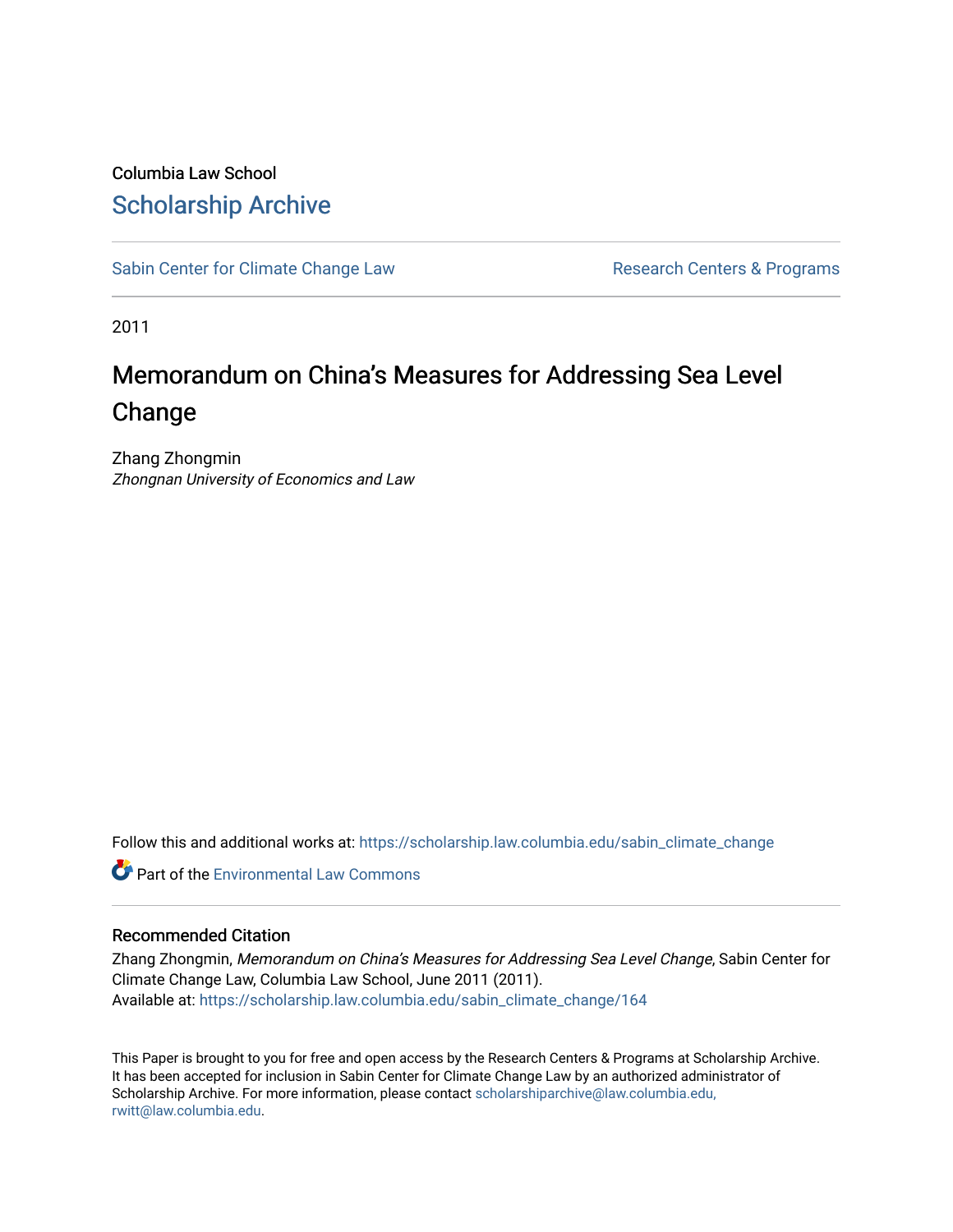Columbia Law School

# Scholarship Archive

Sabin Center for Climate Change Law

Research Centers & Programs

2011

# Memorandum on China's Measures for Addressing Sea Level Change

Zhang Zhongmin

*Zhongnan University of Economics and Law*

Follow this and additional works at: https://scholarship.law.columbia.edu/sabin_climate_change

Part of the Environmental Law Commons

### Recommended Citation

Zhang Zhongmin, *Memorandum on China's Measures for Addressing Sea Level Change*, Sabin Center for Climate Change Law, Columbia Law School, June 2011 (2011).
Available at: https://scholarship.law.columbia.edu/sabin_climate_change/164

This Paper is brought to you for free and open access by the Research Centers & Programs at Scholarship Archive. It has been accepted for inclusion in Sabin Center for Climate Change Law by an authorized administrator of Scholarship Archive. For more information, please contact scholarshiparchive@law.columbia.edu, rwitt@law.columbia.edu.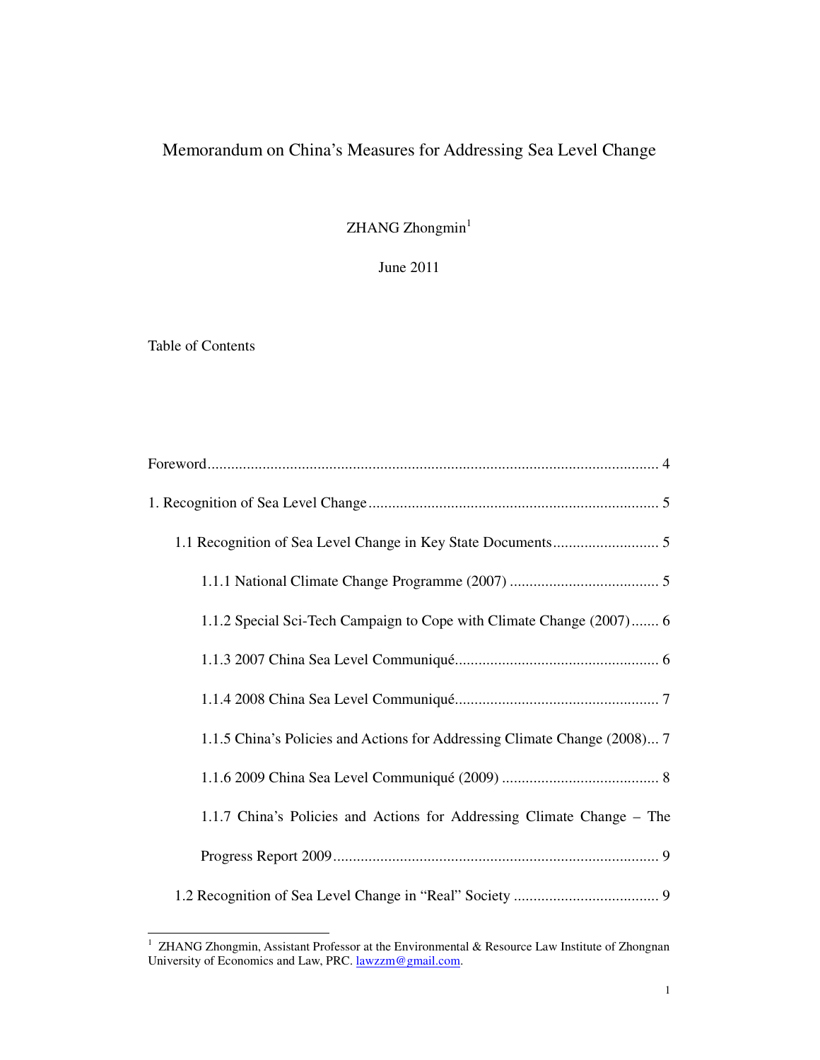Memorandum on China's Measures for Addressing Sea Level Change

ZHANG Zhongmin[1]

June 2011

Table of Contents

Foreword........................................................................................................ 4

1. Recognition of Sea Level Change.......................................................... 5

1.1 Recognition of Sea Level Change in Key State Documents........................... 5

1.1.1 National Climate Change Programme (2007) ...................................... 5

1.1.2 Special Sci-Tech Campaign to Cope with Climate Change (2007)....... 6

1.1.3 2007 China Sea Level Communiqué.................................................... 6

1.1.4 2008 China Sea Level Communiqué.................................................... 7

1.1.5 China's Policies and Actions for Addressing Climate Change (2008)... 7

1.1.6 2009 China Sea Level Communiqué (2009) ........................................ 8

1.1.7 China's Policies and Actions for Addressing Climate Change – The Progress Report 2009.................................................................................. 9

1.2 Recognition of Sea Level Change in "Real" Society ..................................... 9

---

[1] ZHANG Zhongmin, Assistant Professor at the Environmental & Resource Law Institute of Zhongnan University of Economics and Law, PRC. lawzzm@gmail.com.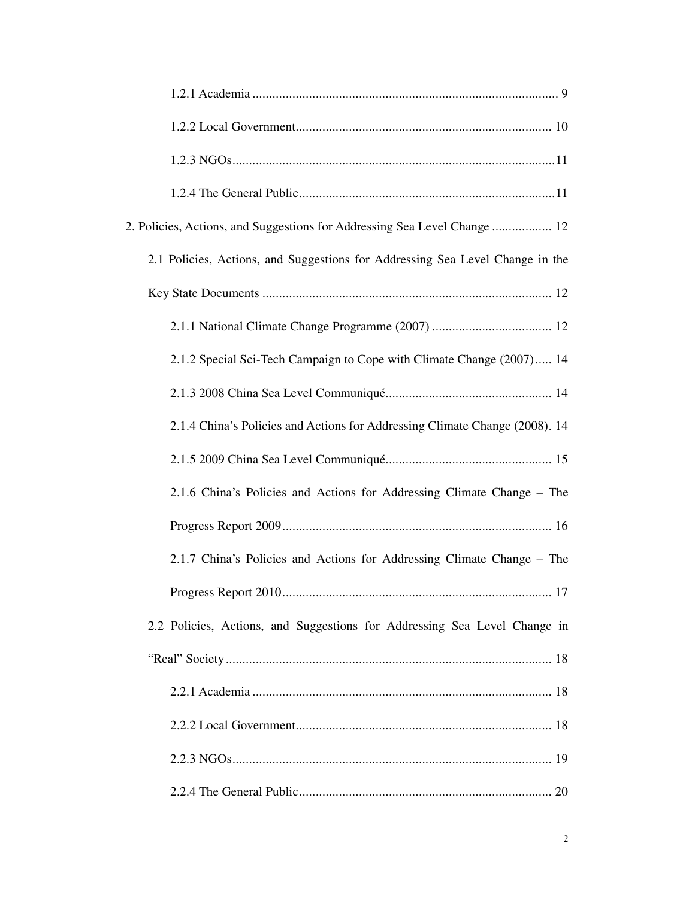1.2.1 Academia ........................................................................................... 9

1.2.2 Local Government............................................................................ 10

1.2.3 NGOs................................................................................................11

1.2.4 The General Public............................................................................11

2. Policies, Actions, and Suggestions for Addressing Sea Level Change .................. 12

2.1 Policies, Actions, and Suggestions for Addressing Sea Level Change in the Key State Documents ...................................................................................... 12

2.1.1 National Climate Change Programme (2007) .................................... 12

2.1.2 Special Sci-Tech Campaign to Cope with Climate Change (2007)..... 14

2.1.3 2008 China Sea Level Communiqué.................................................. 14

2.1.4 China's Policies and Actions for Addressing Climate Change (2008). 14

2.1.5 2009 China Sea Level Communiqué................................................. 15

2.1.6 China's Policies and Actions for Addressing Climate Change – The Progress Report 2009................................................................................ 16

2.1.7 China's Policies and Actions for Addressing Climate Change – The Progress Report 2010................................................................................ 17

2.2 Policies, Actions, and Suggestions for Addressing Sea Level Change in "Real" Society.................................................................................................. 18

2.2.1 Academia .......................................................................................... 18

2.2.2 Local Government............................................................................ 18

2.2.3 NGOs................................................................................................ 19

2.2.4 The General Public........................................................................... 20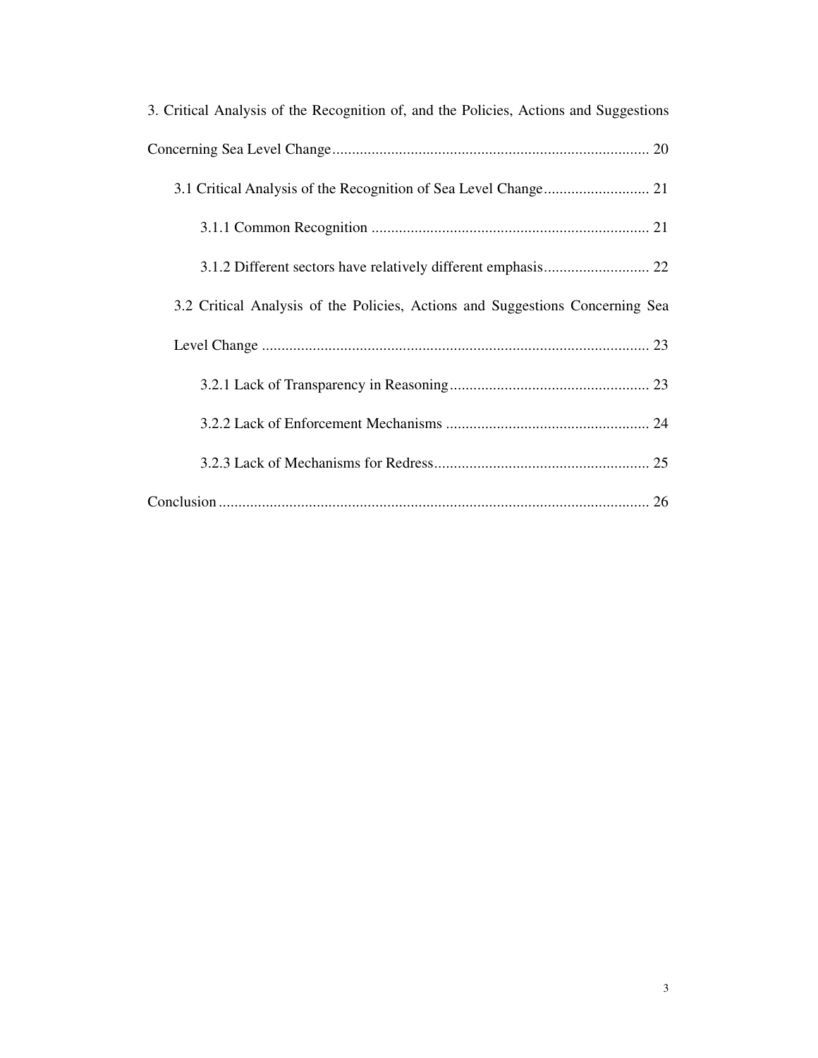3. Critical Analysis of the Recognition of, and the Policies, Actions and Suggestions Concerning Sea Level Change ........................................................................................ 20

  3.1 Critical Analysis of the Recognition of Sea Level Change ........................... 21

    3.1.1 Common Recognition ........................................................................ 21

    3.1.2 Different sectors have relatively different emphasis ........................... 22

  3.2 Critical Analysis of the Policies, Actions and Suggestions Concerning Sea Level Change ........................................................................................ 23

    3.2.1 Lack of Transparency in Reasoning .................................................... 23

    3.2.2 Lack of Enforcement Mechanisms ...................................................... 24

    3.2.3 Lack of Mechanisms for Redress ........................................................ 25

Conclusion ........................................................................................................... 26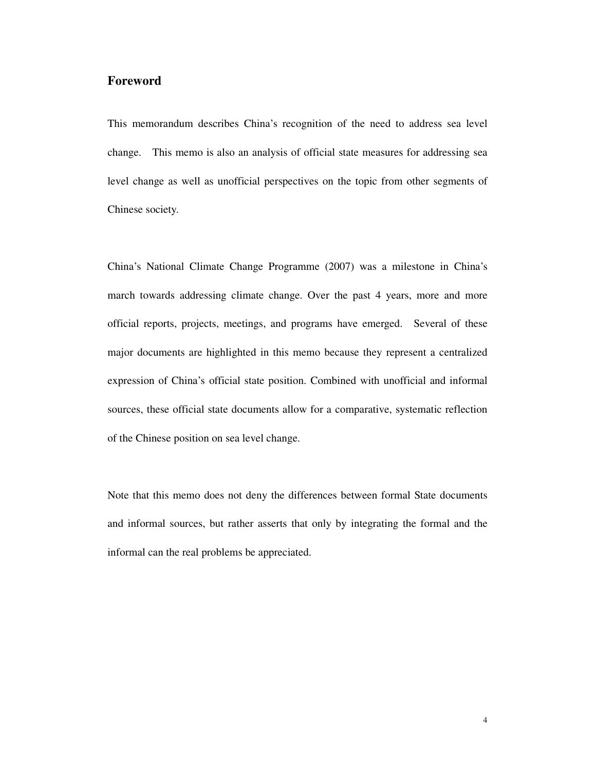## Foreword

This memorandum describes China's recognition of the need to address sea level change. This memo is also an analysis of official state measures for addressing sea level change as well as unofficial perspectives on the topic from other segments of Chinese society.

China's National Climate Change Programme (2007) was a milestone in China's march towards addressing climate change. Over the past 4 years, more and more official reports, projects, meetings, and programs have emerged. Several of these major documents are highlighted in this memo because they represent a centralized expression of China's official state position. Combined with unofficial and informal sources, these official state documents allow for a comparative, systematic reflection of the Chinese position on sea level change.

Note that this memo does not deny the differences between formal State documents and informal sources, but rather asserts that only by integrating the formal and the informal can the real problems be appreciated.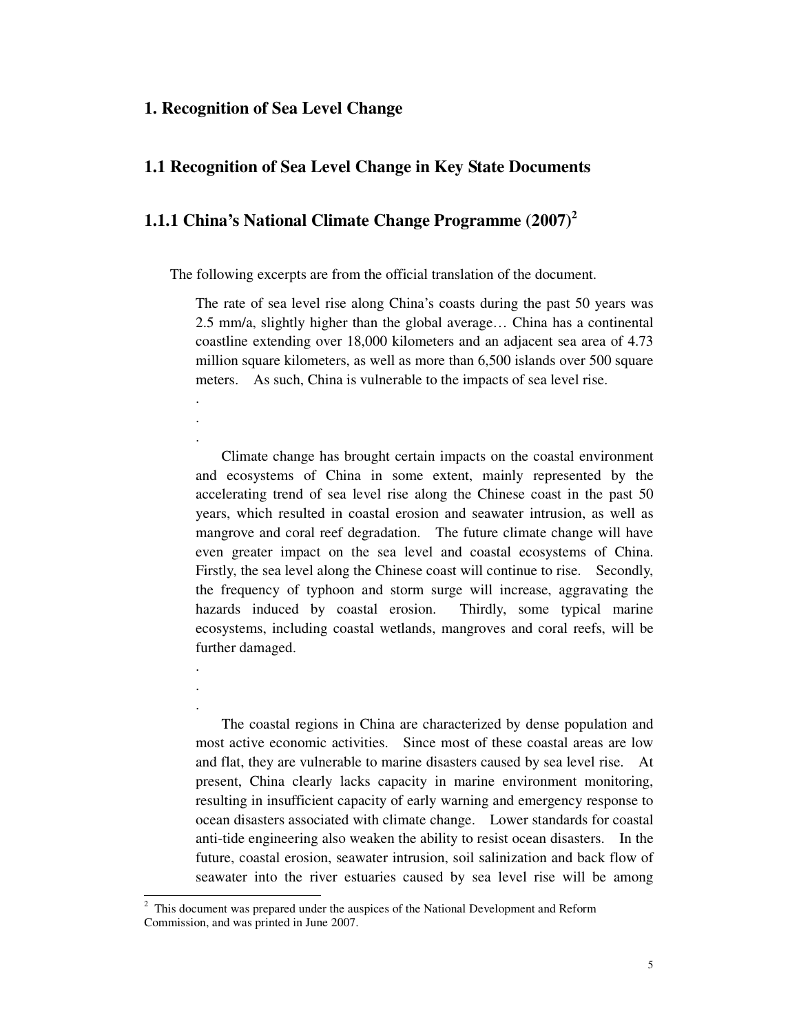# 1. Recognition of Sea Level Change

## 1.1 Recognition of Sea Level Change in Key State Documents

### 1.1.1 China's National Climate Change Programme (2007)[2]

The following excerpts are from the official translation of the document.

> The rate of sea level rise along China's coasts during the past 50 years was 2.5 mm/a, slightly higher than the global average… China has a continental coastline extending over 18,000 kilometers and an adjacent sea area of 4.73 million square kilometers, as well as more than 6,500 islands over 500 square meters. As such, China is vulnerable to the impacts of sea level rise.
>
> .
> .
> .
>
> Climate change has brought certain impacts on the coastal environment and ecosystems of China in some extent, mainly represented by the accelerating trend of sea level rise along the Chinese coast in the past 50 years, which resulted in coastal erosion and seawater intrusion, as well as mangrove and coral reef degradation. The future climate change will have even greater impact on the sea level and coastal ecosystems of China. Firstly, the sea level along the Chinese coast will continue to rise. Secondly, the frequency of typhoon and storm surge will increase, aggravating the hazards induced by coastal erosion. Thirdly, some typical marine ecosystems, including coastal wetlands, mangroves and coral reefs, will be further damaged.
>
> .
> .
> .
>
> The coastal regions in China are characterized by dense population and most active economic activities. Since most of these coastal areas are low and flat, they are vulnerable to marine disasters caused by sea level rise. At present, China clearly lacks capacity in marine environment monitoring, resulting in insufficient capacity of early warning and emergency response to ocean disasters associated with climate change. Lower standards for coastal anti-tide engineering also weaken the ability to resist ocean disasters. In the future, coastal erosion, seawater intrusion, soil salinization and back flow of seawater into the river estuaries caused by sea level rise will be among

[2] This document was prepared under the auspices of the National Development and Reform Commission, and was printed in June 2007.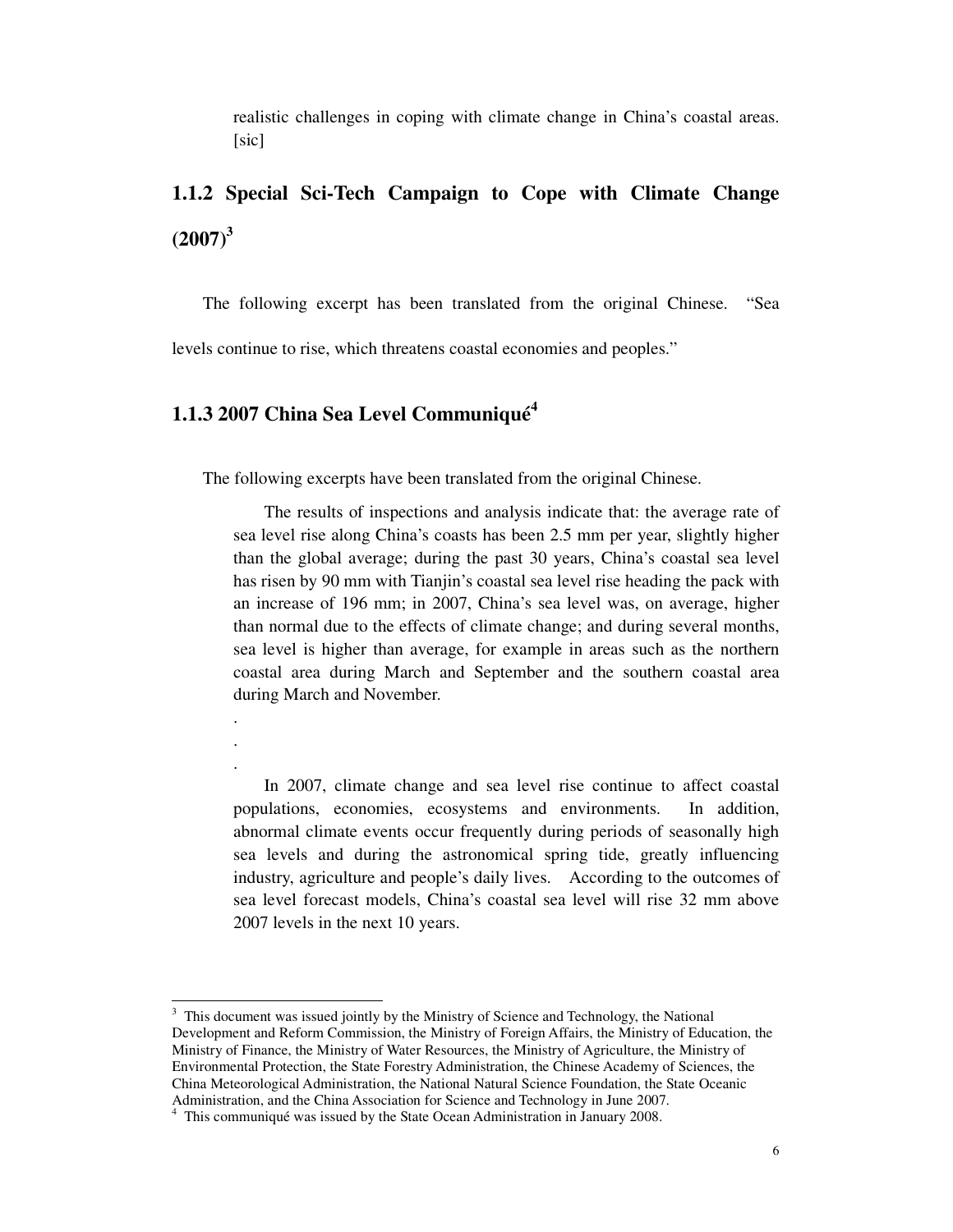> realistic challenges in coping with climate change in China's coastal areas. [sic]

### 1.1.2 Special Sci-Tech Campaign to Cope with Climate Change (2007)[3]

The following excerpt has been translated from the original Chinese. "Sea levels continue to rise, which threatens coastal economies and peoples."

### 1.1.3 2007 China Sea Level Communiqué[4]

The following excerpts have been translated from the original Chinese.

> The results of inspections and analysis indicate that: the average rate of sea level rise along China's coasts has been 2.5 mm per year, slightly higher than the global average; during the past 30 years, China's coastal sea level has risen by 90 mm with Tianjin's coastal sea level rise heading the pack with an increase of 196 mm; in 2007, China's sea level was, on average, higher than normal due to the effects of climate change; and during several months, sea level is higher than average, for example in areas such as the northern coastal area during March and September and the southern coastal area during March and November.
>
> .
>
> .
>
> .
>
> In 2007, climate change and sea level rise continue to affect coastal populations, economies, ecosystems and environments. In addition, abnormal climate events occur frequently during periods of seasonally high sea levels and during the astronomical spring tide, greatly influencing industry, agriculture and people's daily lives. According to the outcomes of sea level forecast models, China's coastal sea level will rise 32 mm above 2007 levels in the next 10 years.

---

[3] This document was issued jointly by the Ministry of Science and Technology, the National Development and Reform Commission, the Ministry of Foreign Affairs, the Ministry of Education, the Ministry of Finance, the Ministry of Water Resources, the Ministry of Agriculture, the Ministry of Environmental Protection, the State Forestry Administration, the Chinese Academy of Sciences, the China Meteorological Administration, the National Natural Science Foundation, the State Oceanic Administration, and the China Association for Science and Technology in June 2007.

[4] This communiqué was issued by the State Ocean Administration in January 2008.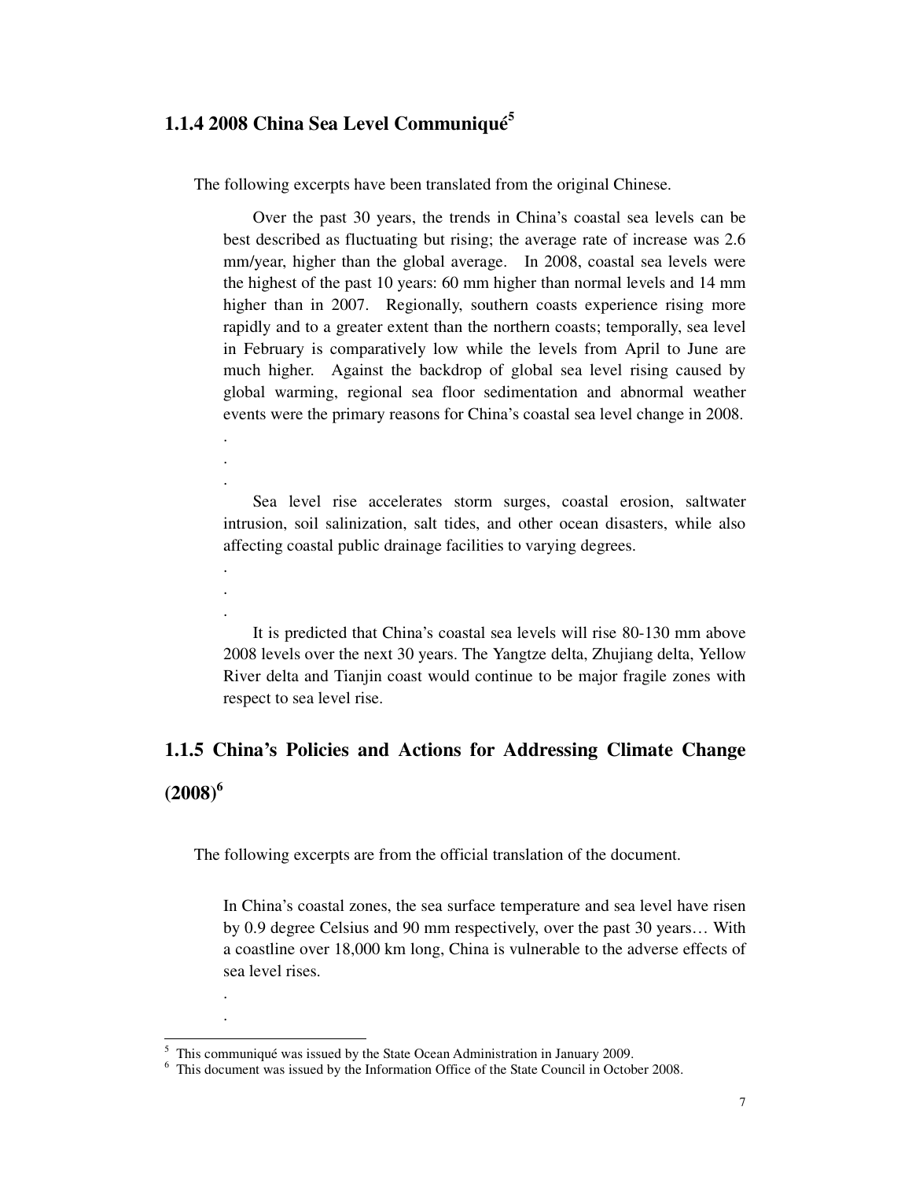### 1.1.4 2008 China Sea Level Communiqué[5]

The following excerpts have been translated from the original Chinese.

> Over the past 30 years, the trends in China's coastal sea levels can be best described as fluctuating but rising; the average rate of increase was 2.6 mm/year, higher than the global average. In 2008, coastal sea levels were the highest of the past 10 years: 60 mm higher than normal levels and 14 mm higher than in 2007. Regionally, southern coasts experience rising more rapidly and to a greater extent than the northern coasts; temporally, sea level in February is comparatively low while the levels from April to June are much higher. Against the backdrop of global sea level rising caused by global warming, regional sea floor sedimentation and abnormal weather events were the primary reasons for China's coastal sea level change in 2008.
>
> .
>
> .
>
> .
>
> Sea level rise accelerates storm surges, coastal erosion, saltwater intrusion, soil salinization, salt tides, and other ocean disasters, while also affecting coastal public drainage facilities to varying degrees.
>
> .
>
> .
>
> .
>
> It is predicted that China's coastal sea levels will rise 80-130 mm above 2008 levels over the next 30 years. The Yangtze delta, Zhujiang delta, Yellow River delta and Tianjin coast would continue to be major fragile zones with respect to sea level rise.

### 1.1.5 China's Policies and Actions for Addressing Climate Change (2008)[6]

The following excerpts are from the official translation of the document.

> In China's coastal zones, the sea surface temperature and sea level have risen by 0.9 degree Celsius and 90 mm respectively, over the past 30 years… With a coastline over 18,000 km long, China is vulnerable to the adverse effects of sea level rises.
>
> .
>
> .

---

[5] This communiqué was issued by the State Ocean Administration in January 2009.

[6] This document was issued by the Information Office of the State Council in October 2008.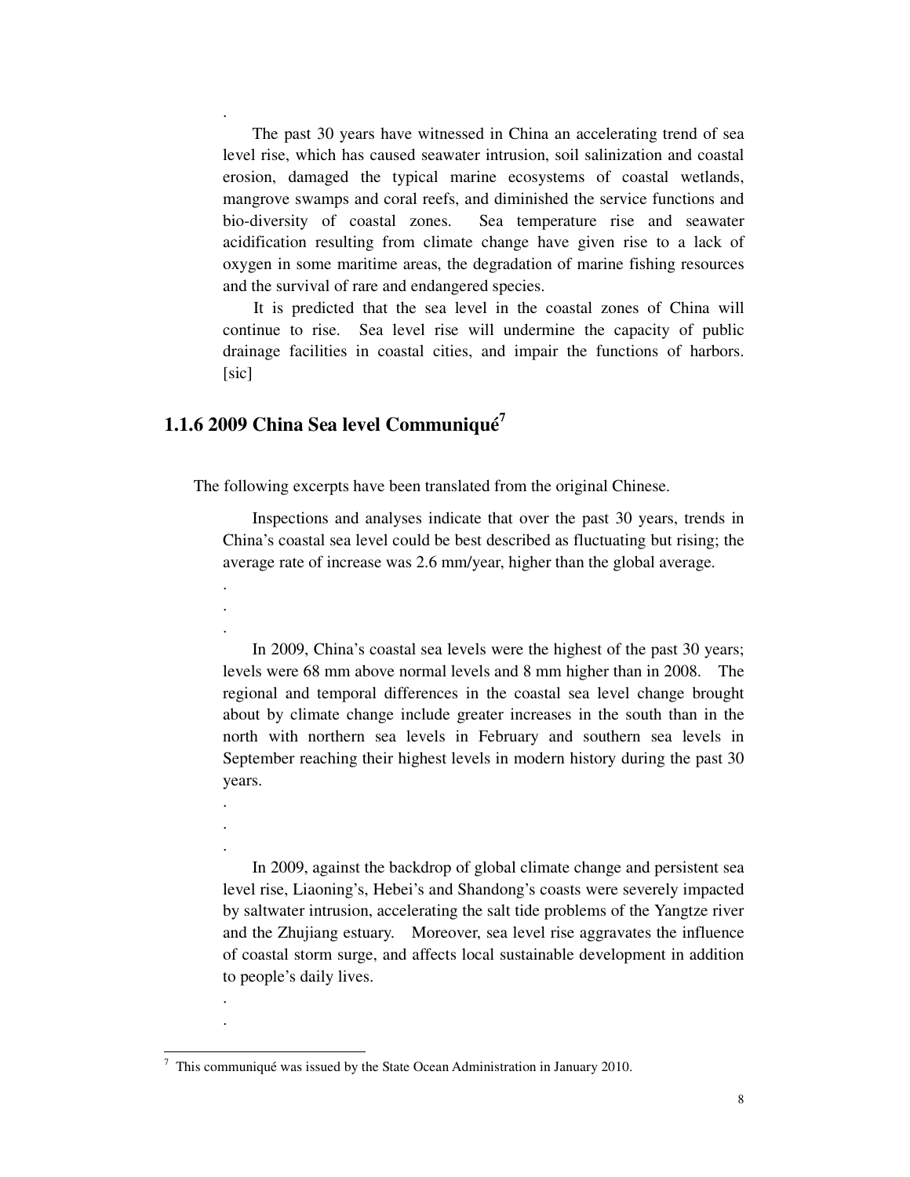.

The past 30 years have witnessed in China an accelerating trend of sea level rise, which has caused seawater intrusion, soil salinization and coastal erosion, damaged the typical marine ecosystems of coastal wetlands, mangrove swamps and coral reefs, and diminished the service functions and bio-diversity of coastal zones. Sea temperature rise and seawater acidification resulting from climate change have given rise to a lack of oxygen in some maritime areas, the degradation of marine fishing resources and the survival of rare and endangered species.

It is predicted that the sea level in the coastal zones of China will continue to rise. Sea level rise will undermine the capacity of public drainage facilities in coastal cities, and impair the functions of harbors. [sic]

### 1.1.6 2009 China Sea level Communiqué[7]

The following excerpts have been translated from the original Chinese.

Inspections and analyses indicate that over the past 30 years, trends in China's coastal sea level could be best described as fluctuating but rising; the average rate of increase was 2.6 mm/year, higher than the global average.

.
.
.

In 2009, China's coastal sea levels were the highest of the past 30 years; levels were 68 mm above normal levels and 8 mm higher than in 2008. The regional and temporal differences in the coastal sea level change brought about by climate change include greater increases in the south than in the north with northern sea levels in February and southern sea levels in September reaching their highest levels in modern history during the past 30 years.

.
.
.

In 2009, against the backdrop of global climate change and persistent sea level rise, Liaoning's, Hebei's and Shandong's coasts were severely impacted by saltwater intrusion, accelerating the salt tide problems of the Yangtze river and the Zhujiang estuary. Moreover, sea level rise aggravates the influence of coastal storm surge, and affects local sustainable development in addition to people's daily lives.

.
.

[7] This communiqué was issued by the State Ocean Administration in January 2010.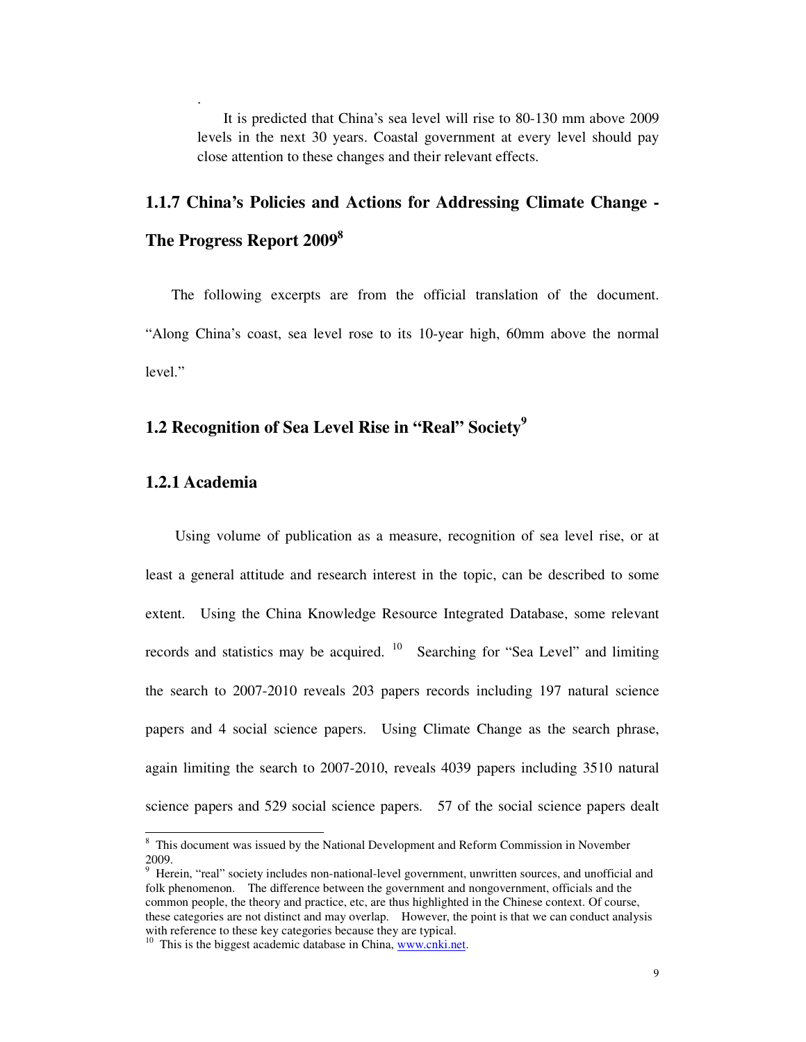.

It is predicted that China's sea level will rise to 80-130 mm above 2009 levels in the next 30 years. Coastal government at every level should pay close attention to these changes and their relevant effects.

### 1.1.7 China's Policies and Actions for Addressing Climate Change - The Progress Report 2009[8]

The following excerpts are from the official translation of the document. "Along China's coast, sea level rose to its 10-year high, 60mm above the normal level."

## 1.2 Recognition of Sea Level Rise in "Real" Society[9]

### 1.2.1 Academia

Using volume of publication as a measure, recognition of sea level rise, or at least a general attitude and research interest in the topic, can be described to some extent. Using the China Knowledge Resource Integrated Database, some relevant records and statistics may be acquired. [10] Searching for "Sea Level" and limiting the search to 2007-2010 reveals 203 papers records including 197 natural science papers and 4 social science papers. Using Climate Change as the search phrase, again limiting the search to 2007-2010, reveals 4039 papers including 3510 natural science papers and 529 social science papers. 57 of the social science papers dealt

---

[8] This document was issued by the National Development and Reform Commission in November 2009.

[9] Herein, "real" society includes non-national-level government, unwritten sources, and unofficial and folk phenomenon. The difference between the government and nongovernment, officials and the common people, the theory and practice, etc, are thus highlighted in the Chinese context. Of course, these categories are not distinct and may overlap. However, the point is that we can conduct analysis with reference to these key categories because they are typical.

[10] This is the biggest academic database in China, www.cnki.net.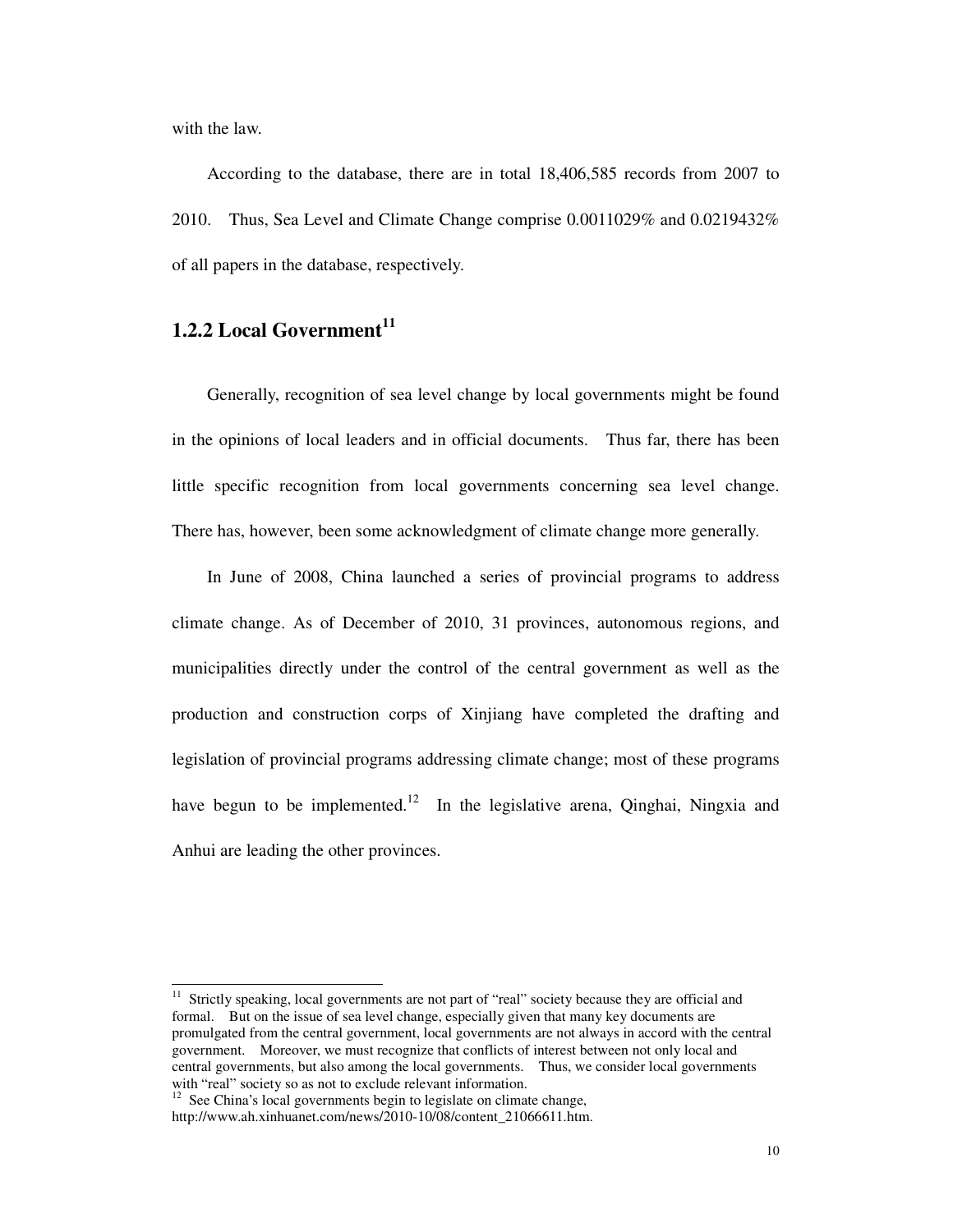with the law.

According to the database, there are in total 18,406,585 records from 2007 to 2010. Thus, Sea Level and Climate Change comprise 0.0011029% and 0.0219432% of all papers in the database, respectively.

### 1.2.2 Local Government[11]

Generally, recognition of sea level change by local governments might be found in the opinions of local leaders and in official documents. Thus far, there has been little specific recognition from local governments concerning sea level change. There has, however, been some acknowledgment of climate change more generally.

In June of 2008, China launched a series of provincial programs to address climate change. As of December of 2010, 31 provinces, autonomous regions, and municipalities directly under the control of the central government as well as the production and construction corps of Xinjiang have completed the drafting and legislation of provincial programs addressing climate change; most of these programs have begun to be implemented.[12] In the legislative arena, Qinghai, Ningxia and Anhui are leading the other provinces.

---

[11] Strictly speaking, local governments are not part of "real" society because they are official and formal. But on the issue of sea level change, especially given that many key documents are promulgated from the central government, local governments are not always in accord with the central government. Moreover, we must recognize that conflicts of interest between not only local and central governments, but also among the local governments. Thus, we consider local governments with "real" society so as not to exclude relevant information.

[12] See China's local governments begin to legislate on climate change, http://www.ah.xinhuanet.com/news/2010-10/08/content_21066611.htm.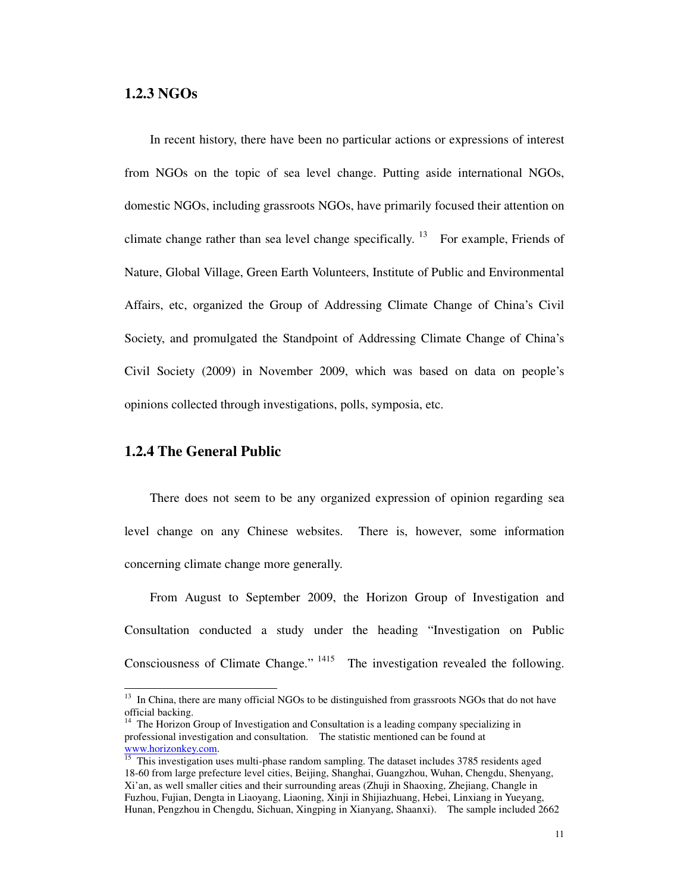### 1.2.3 NGOs

In recent history, there have been no particular actions or expressions of interest from NGOs on the topic of sea level change. Putting aside international NGOs, domestic NGOs, including grassroots NGOs, have primarily focused their attention on climate change rather than sea level change specifically. [13] For example, Friends of Nature, Global Village, Green Earth Volunteers, Institute of Public and Environmental Affairs, etc, organized the Group of Addressing Climate Change of China's Civil Society, and promulgated the Standpoint of Addressing Climate Change of China's Civil Society (2009) in November 2009, which was based on data on people's opinions collected through investigations, polls, symposia, etc.

### 1.2.4 The General Public

There does not seem to be any organized expression of opinion regarding sea level change on any Chinese websites. There is, however, some information concerning climate change more generally.

From August to September 2009, the Horizon Group of Investigation and Consultation conducted a study under the heading "Investigation on Public Consciousness of Climate Change." [14][15] The investigation revealed the following.

---

[13] In China, there are many official NGOs to be distinguished from grassroots NGOs that do not have official backing.

[14] The Horizon Group of Investigation and Consultation is a leading company specializing in professional investigation and consultation. The statistic mentioned can be found at www.horizonkey.com.

[15] This investigation uses multi-phase random sampling. The dataset includes 3785 residents aged 18-60 from large prefecture level cities, Beijing, Shanghai, Guangzhou, Wuhan, Chengdu, Shenyang, Xi'an, as well smaller cities and their surrounding areas (Zhuji in Shaoxing, Zhejiang, Changle in Fuzhou, Fujian, Dengta in Liaoyang, Liaoning, Xinji in Shijiazhuang, Hebei, Linxiang in Yueyang, Hunan, Pengzhou in Chengdu, Sichuan, Xingping in Xianyang, Shaanxi). The sample included 2662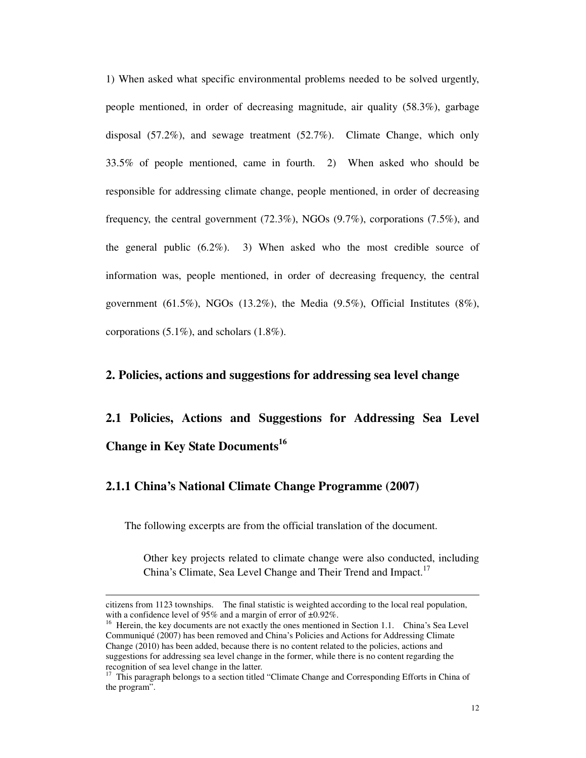1) When asked what specific environmental problems needed to be solved urgently, people mentioned, in order of decreasing magnitude, air quality (58.3%), garbage disposal (57.2%), and sewage treatment (52.7%). Climate Change, which only 33.5% of people mentioned, came in fourth. 2) When asked who should be responsible for addressing climate change, people mentioned, in order of decreasing frequency, the central government (72.3%), NGOs (9.7%), corporations (7.5%), and the general public (6.2%). 3) When asked who the most credible source of information was, people mentioned, in order of decreasing frequency, the central government (61.5%), NGOs (13.2%), the Media (9.5%), Official Institutes (8%), corporations (5.1%), and scholars (1.8%).

## 2. Policies, actions and suggestions for addressing sea level change

## 2.1 Policies, Actions and Suggestions for Addressing Sea Level Change in Key State Documents[16]

### 2.1.1 China's National Climate Change Programme (2007)

The following excerpts are from the official translation of the document.

> Other key projects related to climate change were also conducted, including China's Climate, Sea Level Change and Their Trend and Impact.[17]

---

citizens from 1123 townships. The final statistic is weighted according to the local real population, with a confidence level of 95% and a margin of error of ±0.92%.

[16] Herein, the key documents are not exactly the ones mentioned in Section 1.1. China's Sea Level Communiqué (2007) has been removed and China's Policies and Actions for Addressing Climate Change (2010) has been added, because there is no content related to the policies, actions and suggestions for addressing sea level change in the former, while there is no content regarding the recognition of sea level change in the latter.

[17] This paragraph belongs to a section titled "Climate Change and Corresponding Efforts in China of the program".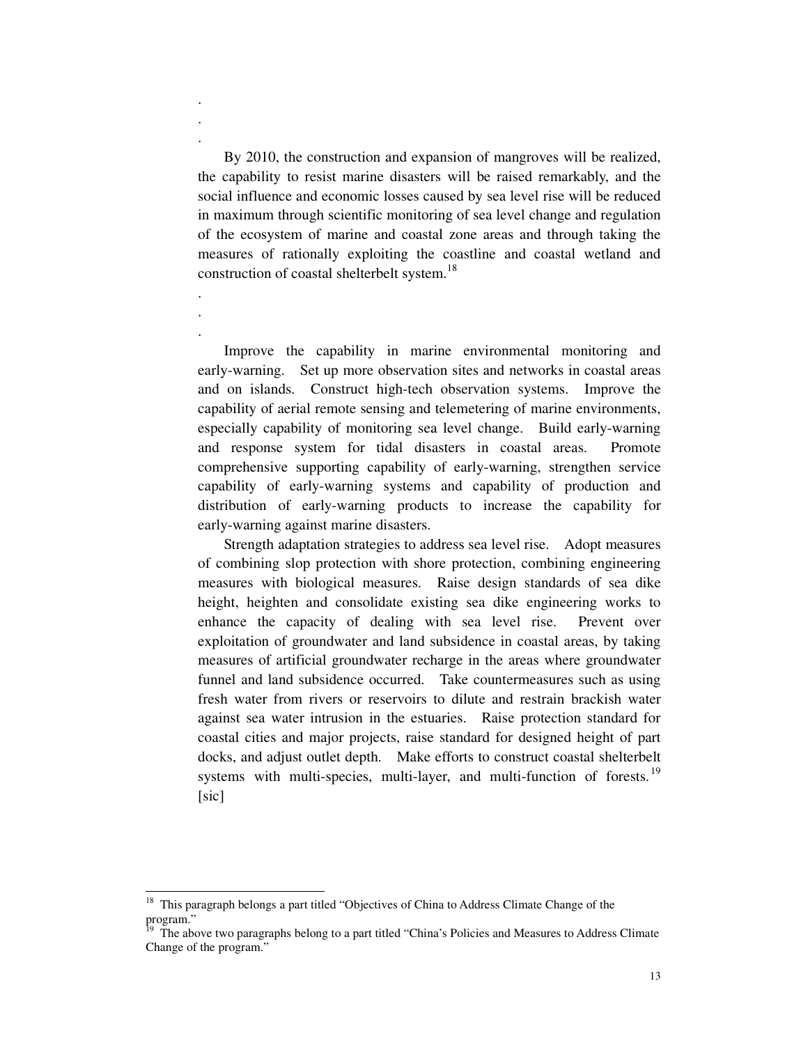.
.
.

By 2010, the construction and expansion of mangroves will be realized, the capability to resist marine disasters will be raised remarkably, and the social influence and economic losses caused by sea level rise will be reduced in maximum through scientific monitoring of sea level change and regulation of the ecosystem of marine and coastal zone areas and through taking the measures of rationally exploiting the coastline and coastal wetland and construction of coastal shelterbelt system.[18]

.
.
.

Improve the capability in marine environmental monitoring and early-warning. Set up more observation sites and networks in coastal areas and on islands. Construct high-tech observation systems. Improve the capability of aerial remote sensing and telemetering of marine environments, especially capability of monitoring sea level change. Build early-warning and response system for tidal disasters in coastal areas. Promote comprehensive supporting capability of early-warning, strengthen service capability of early-warning systems and capability of production and distribution of early-warning products to increase the capability for early-warning against marine disasters.

Strength adaptation strategies to address sea level rise. Adopt measures of combining slop protection with shore protection, combining engineering measures with biological measures. Raise design standards of sea dike height, heighten and consolidate existing sea dike engineering works to enhance the capacity of dealing with sea level rise. Prevent over exploitation of groundwater and land subsidence in coastal areas, by taking measures of artificial groundwater recharge in the areas where groundwater funnel and land subsidence occurred. Take countermeasures such as using fresh water from rivers or reservoirs to dilute and restrain brackish water against sea water intrusion in the estuaries. Raise protection standard for coastal cities and major projects, raise standard for designed height of part docks, and adjust outlet depth. Make efforts to construct coastal shelterbelt systems with multi-species, multi-layer, and multi-function of forests.[19] [sic]

---

[18] This paragraph belongs a part titled "Objectives of China to Address Climate Change of the program."

[19] The above two paragraphs belong to a part titled "China's Policies and Measures to Address Climate Change of the program."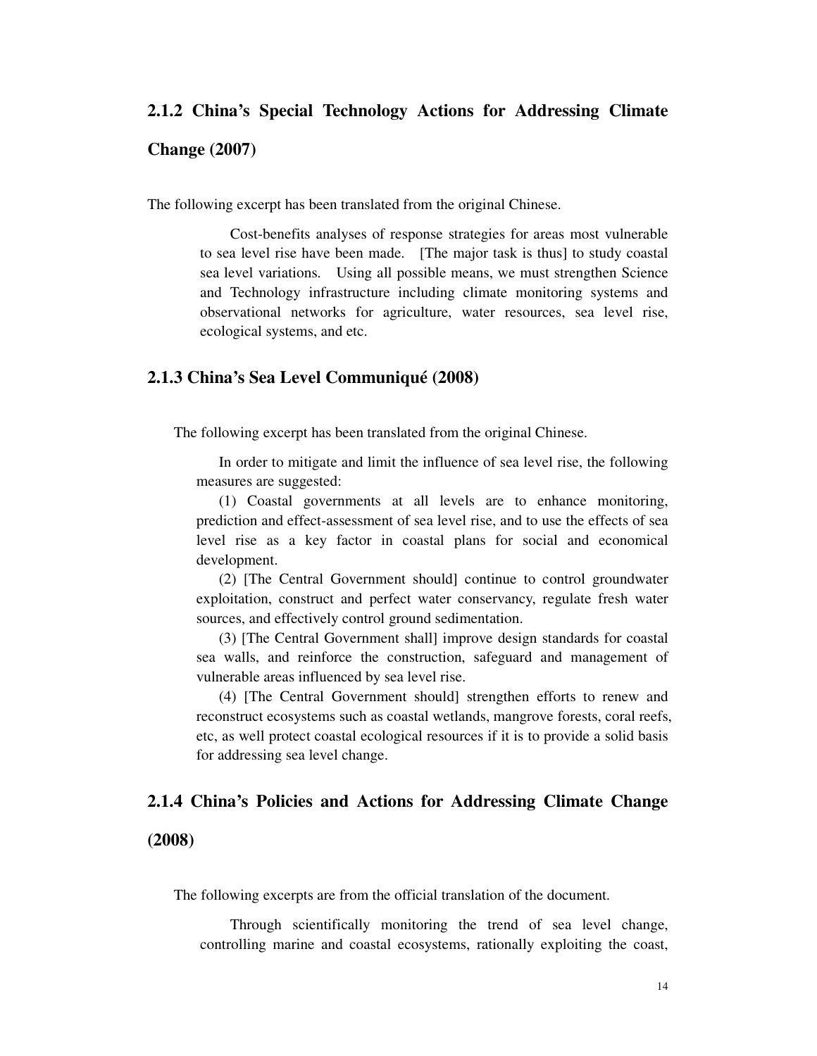### 2.1.2 China's Special Technology Actions for Addressing Climate Change (2007)

The following excerpt has been translated from the original Chinese.

> Cost-benefits analyses of response strategies for areas most vulnerable to sea level rise have been made. [The major task is thus] to study coastal sea level variations. Using all possible means, we must strengthen Science and Technology infrastructure including climate monitoring systems and observational networks for agriculture, water resources, sea level rise, ecological systems, and etc.

### 2.1.3 China's Sea Level Communiqué (2008)

The following excerpt has been translated from the original Chinese.

> In order to mitigate and limit the influence of sea level rise, the following measures are suggested:
>
> (1) Coastal governments at all levels are to enhance monitoring, prediction and effect-assessment of sea level rise, and to use the effects of sea level rise as a key factor in coastal plans for social and economical development.
>
> (2) [The Central Government should] continue to control groundwater exploitation, construct and perfect water conservancy, regulate fresh water sources, and effectively control ground sedimentation.
>
> (3) [The Central Government shall] improve design standards for coastal sea walls, and reinforce the construction, safeguard and management of vulnerable areas influenced by sea level rise.
>
> (4) [The Central Government should] strengthen efforts to renew and reconstruct ecosystems such as coastal wetlands, mangrove forests, coral reefs, etc, as well protect coastal ecological resources if it is to provide a solid basis for addressing sea level change.

### 2.1.4 China's Policies and Actions for Addressing Climate Change (2008)

The following excerpts are from the official translation of the document.

> Through scientifically monitoring the trend of sea level change, controlling marine and coastal ecosystems, rationally exploiting the coast,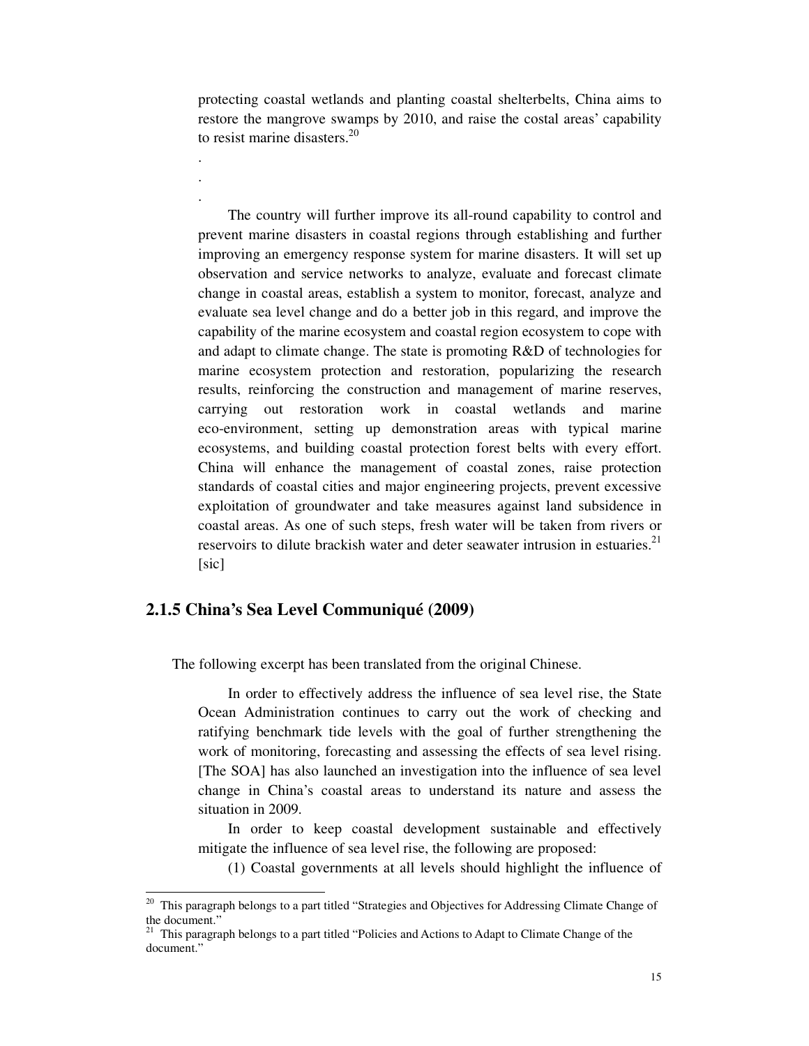protecting coastal wetlands and planting coastal shelterbelts, China aims to restore the mangrove swamps by 2010, and raise the costal areas' capability to resist marine disasters.[20]

.
.
.

The country will further improve its all-round capability to control and prevent marine disasters in coastal regions through establishing and further improving an emergency response system for marine disasters. It will set up observation and service networks to analyze, evaluate and forecast climate change in coastal areas, establish a system to monitor, forecast, analyze and evaluate sea level change and do a better job in this regard, and improve the capability of the marine ecosystem and coastal region ecosystem to cope with and adapt to climate change. The state is promoting R&D of technologies for marine ecosystem protection and restoration, popularizing the research results, reinforcing the construction and management of marine reserves, carrying out restoration work in coastal wetlands and marine eco-environment, setting up demonstration areas with typical marine ecosystems, and building coastal protection forest belts with every effort. China will enhance the management of coastal zones, raise protection standards of coastal cities and major engineering projects, prevent excessive exploitation of groundwater and take measures against land subsidence in coastal areas. As one of such steps, fresh water will be taken from rivers or reservoirs to dilute brackish water and deter seawater intrusion in estuaries.[21] [sic]

### 2.1.5 China's Sea Level Communiqué (2009)

The following excerpt has been translated from the original Chinese.

In order to effectively address the influence of sea level rise, the State Ocean Administration continues to carry out the work of checking and ratifying benchmark tide levels with the goal of further strengthening the work of monitoring, forecasting and assessing the effects of sea level rising. [The SOA] has also launched an investigation into the influence of sea level change in China's coastal areas to understand its nature and assess the situation in 2009.

In order to keep coastal development sustainable and effectively mitigate the influence of sea level rise, the following are proposed:

(1) Coastal governments at all levels should highlight the influence of

---

[20] This paragraph belongs to a part titled "Strategies and Objectives for Addressing Climate Change of the document."

[21] This paragraph belongs to a part titled "Policies and Actions to Adapt to Climate Change of the document."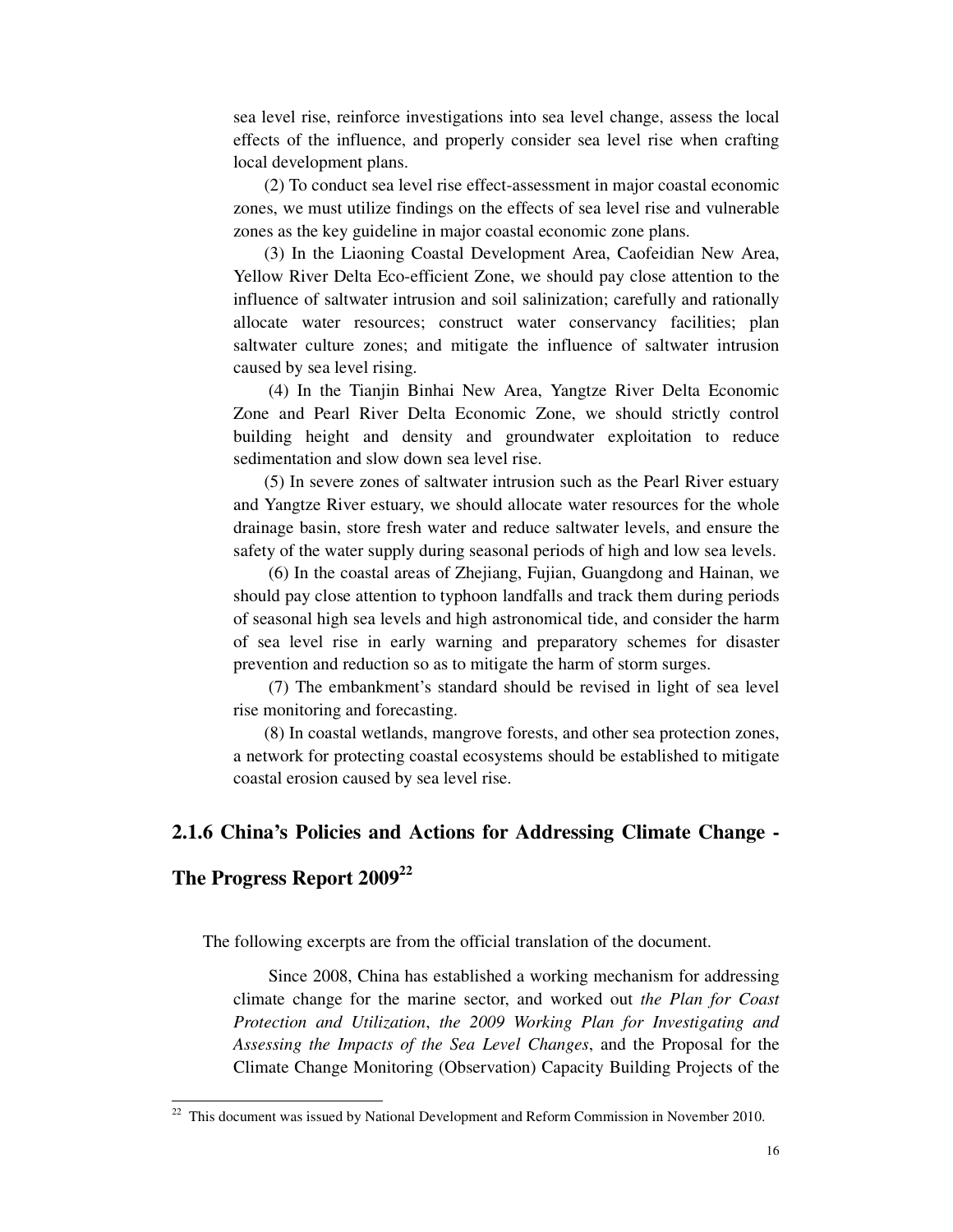sea level rise, reinforce investigations into sea level change, assess the local effects of the influence, and properly consider sea level rise when crafting local development plans.

(2) To conduct sea level rise effect-assessment in major coastal economic zones, we must utilize findings on the effects of sea level rise and vulnerable zones as the key guideline in major coastal economic zone plans.

(3) In the Liaoning Coastal Development Area, Caofeidian New Area, Yellow River Delta Eco-efficient Zone, we should pay close attention to the influence of saltwater intrusion and soil salinization; carefully and rationally allocate water resources; construct water conservancy facilities; plan saltwater culture zones; and mitigate the influence of saltwater intrusion caused by sea level rising.

(4) In the Tianjin Binhai New Area, Yangtze River Delta Economic Zone and Pearl River Delta Economic Zone, we should strictly control building height and density and groundwater exploitation to reduce sedimentation and slow down sea level rise.

(5) In severe zones of saltwater intrusion such as the Pearl River estuary and Yangtze River estuary, we should allocate water resources for the whole drainage basin, store fresh water and reduce saltwater levels, and ensure the safety of the water supply during seasonal periods of high and low sea levels.

(6) In the coastal areas of Zhejiang, Fujian, Guangdong and Hainan, we should pay close attention to typhoon landfalls and track them during periods of seasonal high sea levels and high astronomical tide, and consider the harm of sea level rise in early warning and preparatory schemes for disaster prevention and reduction so as to mitigate the harm of storm surges.

(7) The embankment's standard should be revised in light of sea level rise monitoring and forecasting.

(8) In coastal wetlands, mangrove forests, and other sea protection zones, a network for protecting coastal ecosystems should be established to mitigate coastal erosion caused by sea level rise.

### 2.1.6 China's Policies and Actions for Addressing Climate Change - The Progress Report 2009[22]

The following excerpts are from the official translation of the document.

> Since 2008, China has established a working mechanism for addressing climate change for the marine sector, and worked out *the Plan for Coast Protection and Utilization*, *the 2009 Working Plan for Investigating and Assessing the Impacts of the Sea Level Changes*, and the Proposal for the Climate Change Monitoring (Observation) Capacity Building Projects of the

[22] This document was issued by National Development and Reform Commission in November 2010.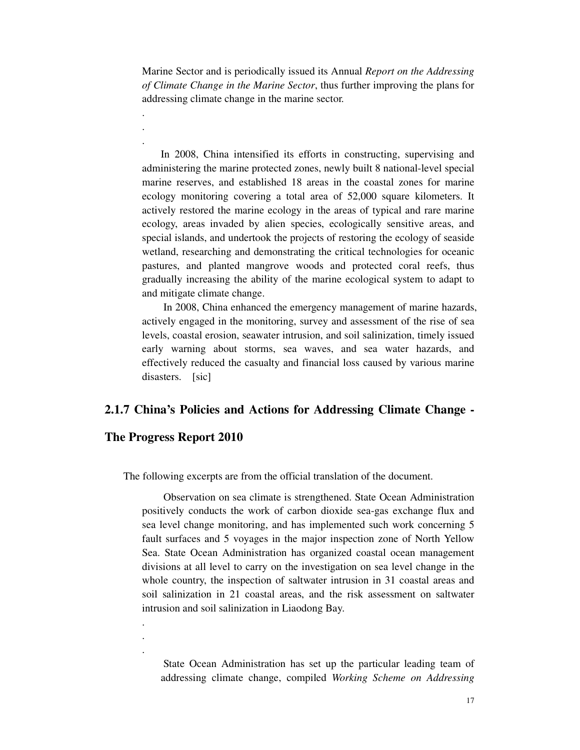Marine Sector and is periodically issued its Annual *Report on the Addressing of Climate Change in the Marine Sector*, thus further improving the plans for addressing climate change in the marine sector.

.
.
.

In 2008, China intensified its efforts in constructing, supervising and administering the marine protected zones, newly built 8 national-level special marine reserves, and established 18 areas in the coastal zones for marine ecology monitoring covering a total area of 52,000 square kilometers. It actively restored the marine ecology in the areas of typical and rare marine ecology, areas invaded by alien species, ecologically sensitive areas, and special islands, and undertook the projects of restoring the ecology of seaside wetland, researching and demonstrating the critical technologies for oceanic pastures, and planted mangrove woods and protected coral reefs, thus gradually increasing the ability of the marine ecological system to adapt to and mitigate climate change.

In 2008, China enhanced the emergency management of marine hazards, actively engaged in the monitoring, survey and assessment of the rise of sea levels, coastal erosion, seawater intrusion, and soil salinization, timely issued early warning about storms, sea waves, and sea water hazards, and effectively reduced the casualty and financial loss caused by various marine disasters. [sic]

### 2.1.7 China's Policies and Actions for Addressing Climate Change - The Progress Report 2010

The following excerpts are from the official translation of the document.

Observation on sea climate is strengthened. State Ocean Administration positively conducts the work of carbon dioxide sea-gas exchange flux and sea level change monitoring, and has implemented such work concerning 5 fault surfaces and 5 voyages in the major inspection zone of North Yellow Sea. State Ocean Administration has organized coastal ocean management divisions at all level to carry on the investigation on sea level change in the whole country, the inspection of saltwater intrusion in 31 coastal areas and soil salinization in 21 coastal areas, and the risk assessment on saltwater intrusion and soil salinization in Liaodong Bay.

.
.
.

State Ocean Administration has set up the particular leading team of addressing climate change, compiled *Working Scheme on Addressing*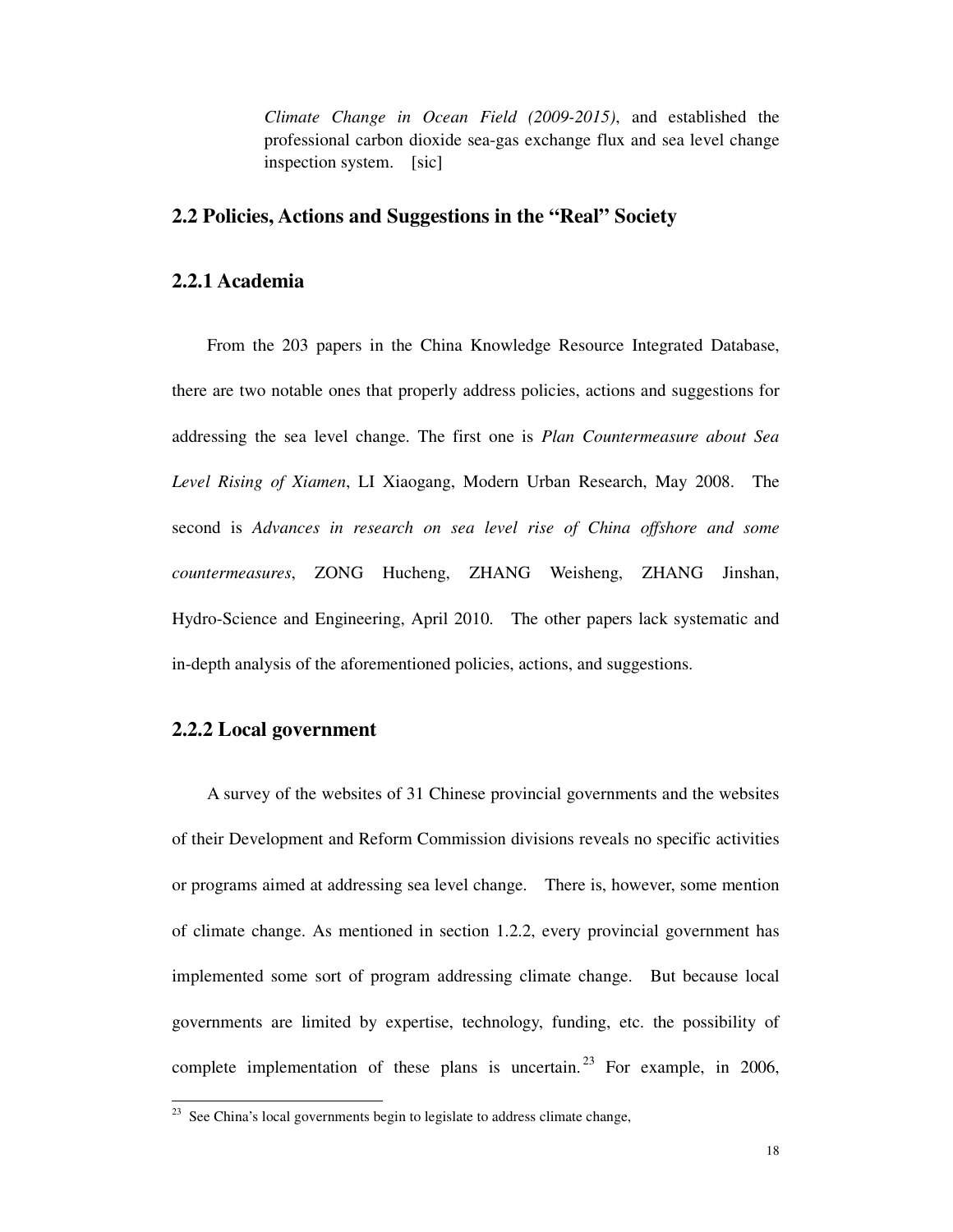*Climate Change in Ocean Field (2009-2015)*, and established the professional carbon dioxide sea-gas exchange flux and sea level change inspection system. [sic]

## 2.2 Policies, Actions and Suggestions in the "Real" Society

### 2.2.1 Academia

From the 203 papers in the China Knowledge Resource Integrated Database, there are two notable ones that properly address policies, actions and suggestions for addressing the sea level change. The first one is *Plan Countermeasure about Sea Level Rising of Xiamen*, LI Xiaogang, Modern Urban Research, May 2008. The second is *Advances in research on sea level rise of China offshore and some countermeasures*, ZONG Hucheng, ZHANG Weisheng, ZHANG Jinshan, Hydro-Science and Engineering, April 2010. The other papers lack systematic and in-depth analysis of the aforementioned policies, actions, and suggestions.

### 2.2.2 Local government

A survey of the websites of 31 Chinese provincial governments and the websites of their Development and Reform Commission divisions reveals no specific activities or programs aimed at addressing sea level change. There is, however, some mention of climate change. As mentioned in section 1.2.2, every provincial government has implemented some sort of program addressing climate change. But because local governments are limited by expertise, technology, funding, etc. the possibility of complete implementation of these plans is uncertain.[23] For example, in 2006,

[23] See China's local governments begin to legislate to address climate change,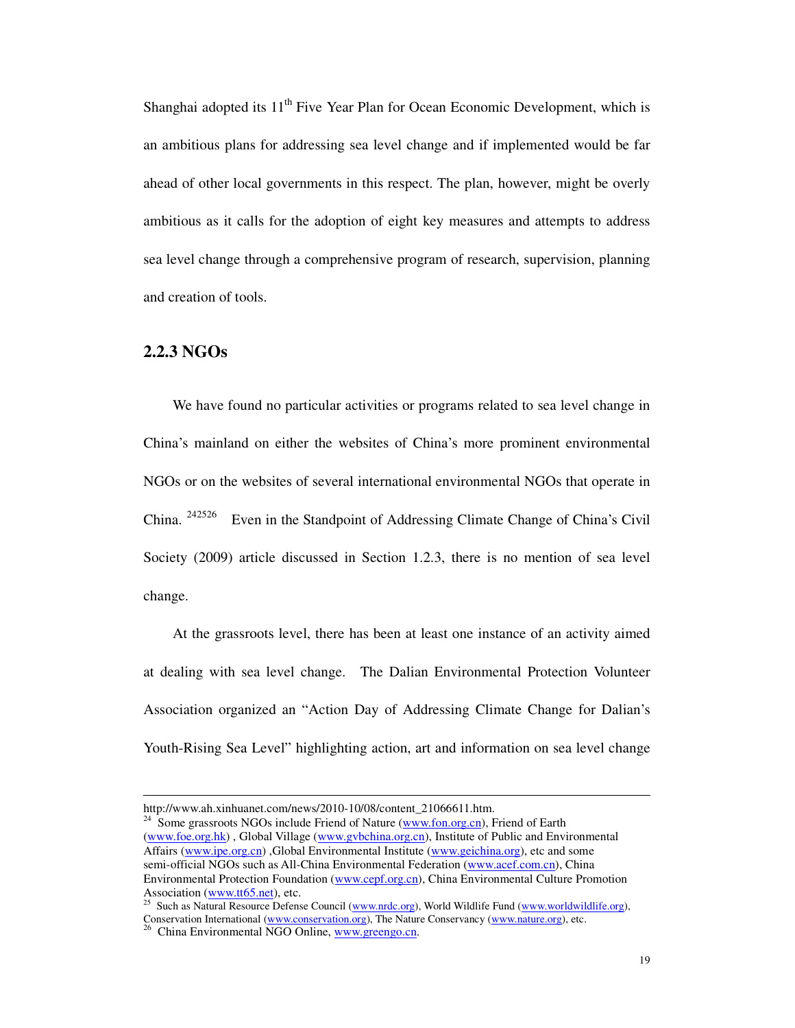Shanghai adopted its 11th Five Year Plan for Ocean Economic Development, which is an ambitious plans for addressing sea level change and if implemented would be far ahead of other local governments in this respect. The plan, however, might be overly ambitious as it calls for the adoption of eight key measures and attempts to address sea level change through a comprehensive program of research, supervision, planning and creation of tools.

### 2.2.3 NGOs

We have found no particular activities or programs related to sea level change in China's mainland on either the websites of China's more prominent environmental NGOs or on the websites of several international environmental NGOs that operate in China. [24][25][26] Even in the Standpoint of Addressing Climate Change of China's Civil Society (2009) article discussed in Section 1.2.3, there is no mention of sea level change.

At the grassroots level, there has been at least one instance of an activity aimed at dealing with sea level change. The Dalian Environmental Protection Volunteer Association organized an "Action Day of Addressing Climate Change for Dalian's Youth-Rising Sea Level" highlighting action, art and information on sea level change

---

http://www.ah.xinhuanet.com/news/2010-10/08/content_21066611.htm.

[24] Some grassroots NGOs include Friend of Nature (www.fon.org.cn), Friend of Earth (www.foe.org.hk) , Global Village (www.gvbchina.org.cn), Institute of Public and Environmental Affairs (www.ipe.org.cn) ,Global Environmental Institute (www.geichina.org), etc and some semi-official NGOs such as All-China Environmental Federation (www.acef.com.cn), China Environmental Protection Foundation (www.cepf.org.cn), China Environmental Culture Promotion Association (www.tt65.net), etc.

[25] Such as Natural Resource Defense Council (www.nrdc.org), World Wildlife Fund (www.worldwildlife.org), Conservation International (www.conservation.org), The Nature Conservancy (www.nature.org), etc.

[26] China Environmental NGO Online, www.greengo.cn.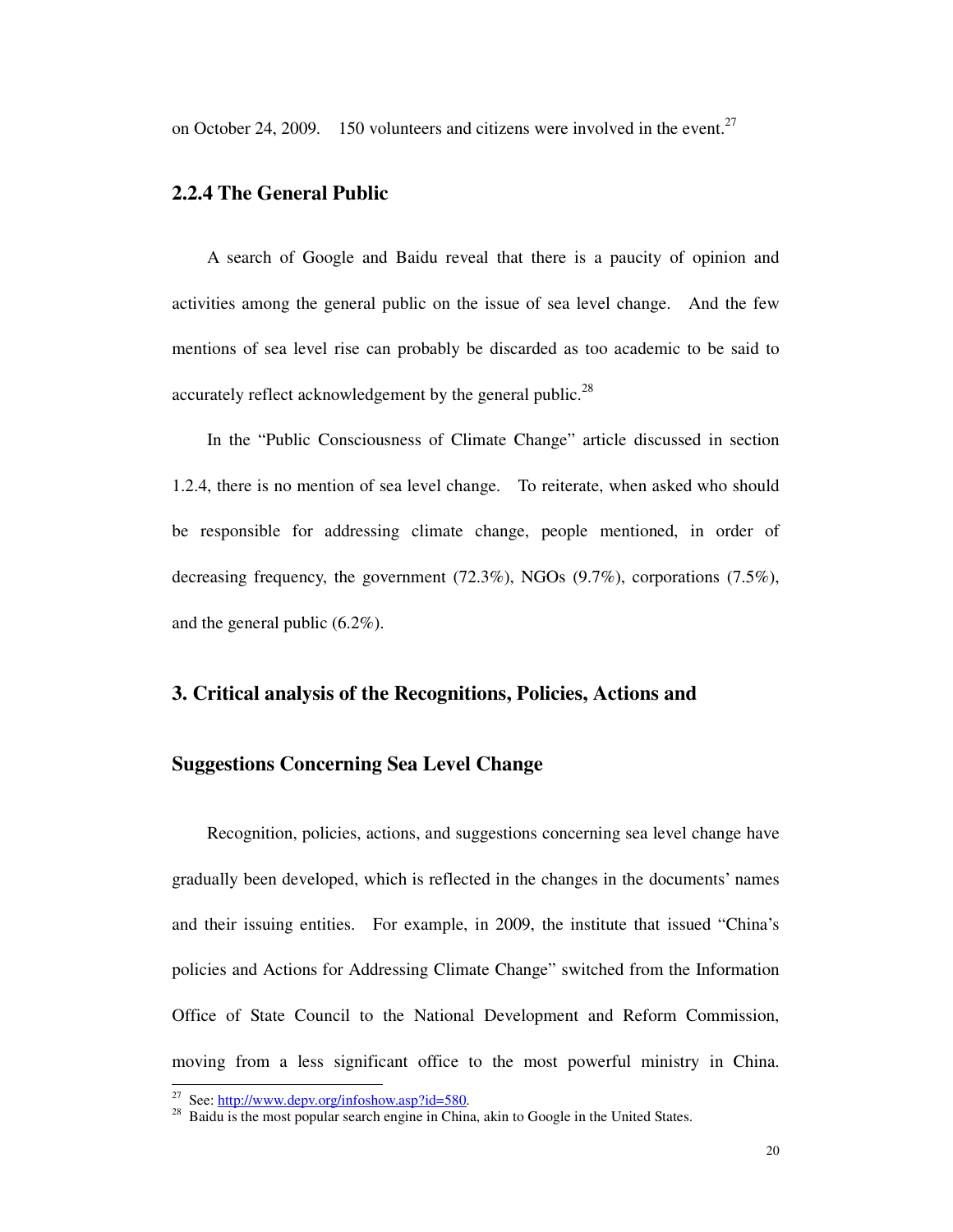on October 24, 2009. 150 volunteers and citizens were involved in the event.[27]

### 2.2.4 The General Public

A search of Google and Baidu reveal that there is a paucity of opinion and activities among the general public on the issue of sea level change. And the few mentions of sea level rise can probably be discarded as too academic to be said to accurately reflect acknowledgement by the general public.[28]

In the "Public Consciousness of Climate Change" article discussed in section 1.2.4, there is no mention of sea level change. To reiterate, when asked who should be responsible for addressing climate change, people mentioned, in order of decreasing frequency, the government (72.3%), NGOs (9.7%), corporations (7.5%), and the general public (6.2%).

## 3. Critical analysis of the Recognitions, Policies, Actions and Suggestions Concerning Sea Level Change

Recognition, policies, actions, and suggestions concerning sea level change have gradually been developed, which is reflected in the changes in the documents' names and their issuing entities. For example, in 2009, the institute that issued "China's policies and Actions for Addressing Climate Change" switched from the Information Office of State Council to the National Development and Reform Commission, moving from a less significant office to the most powerful ministry in China.

---

[27] See: http://www.depv.org/infoshow.asp?id=580.

[28] Baidu is the most popular search engine in China, akin to Google in the United States.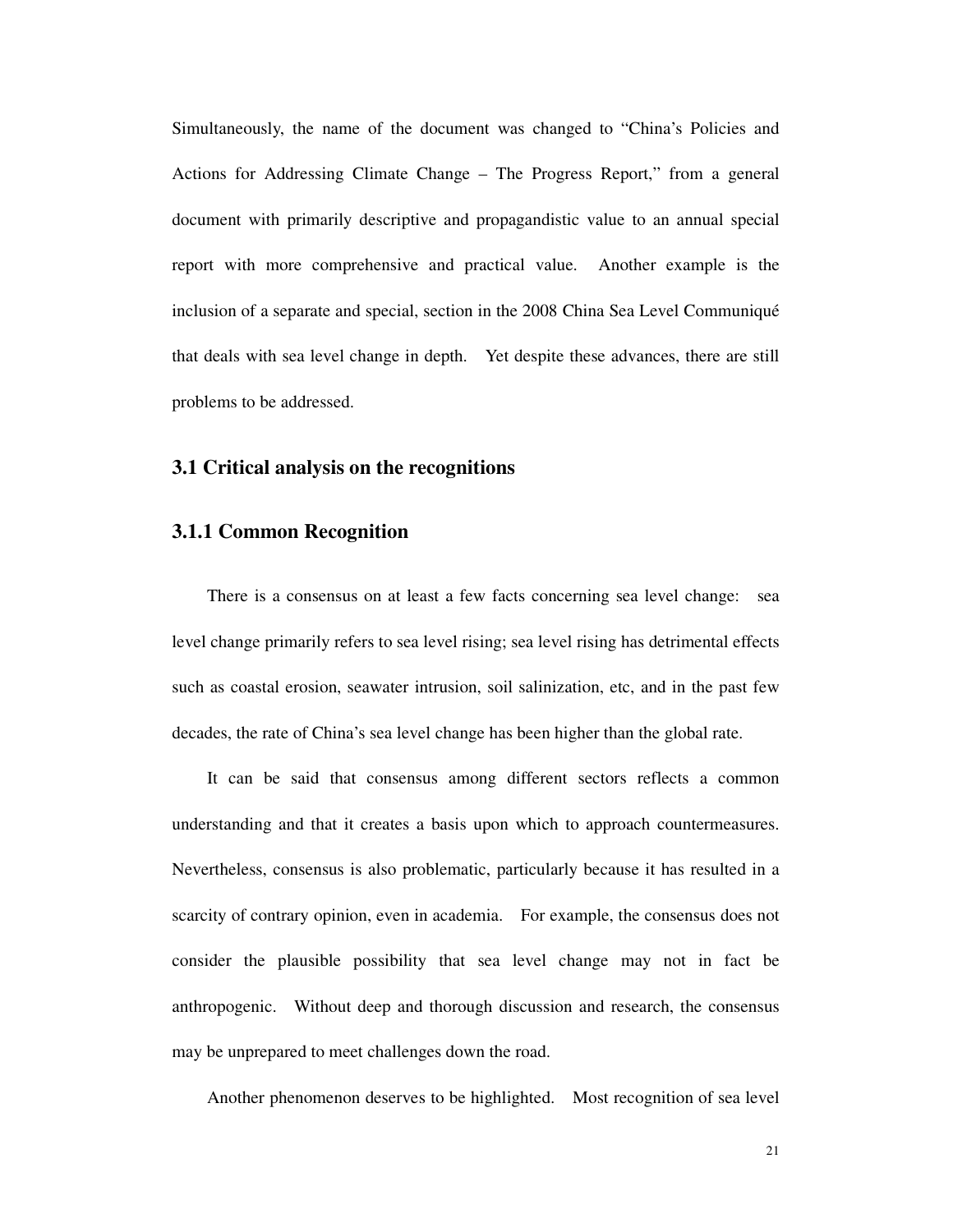Simultaneously, the name of the document was changed to "China's Policies and Actions for Addressing Climate Change – The Progress Report," from a general document with primarily descriptive and propagandistic value to an annual special report with more comprehensive and practical value. Another example is the inclusion of a separate and special, section in the 2008 China Sea Level Communiqué that deals with sea level change in depth. Yet despite these advances, there are still problems to be addressed.

## 3.1 Critical analysis on the recognitions

### 3.1.1 Common Recognition

There is a consensus on at least a few facts concerning sea level change: sea level change primarily refers to sea level rising; sea level rising has detrimental effects such as coastal erosion, seawater intrusion, soil salinization, etc, and in the past few decades, the rate of China's sea level change has been higher than the global rate.

It can be said that consensus among different sectors reflects a common understanding and that it creates a basis upon which to approach countermeasures. Nevertheless, consensus is also problematic, particularly because it has resulted in a scarcity of contrary opinion, even in academia. For example, the consensus does not consider the plausible possibility that sea level change may not in fact be anthropogenic. Without deep and thorough discussion and research, the consensus may be unprepared to meet challenges down the road.

Another phenomenon deserves to be highlighted. Most recognition of sea level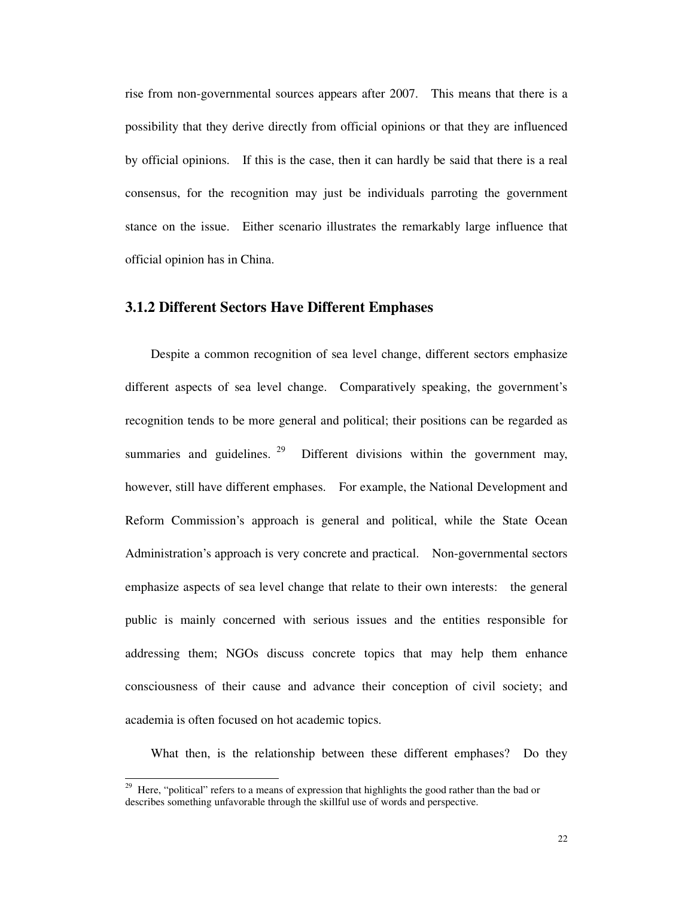rise from non-governmental sources appears after 2007. This means that there is a possibility that they derive directly from official opinions or that they are influenced by official opinions. If this is the case, then it can hardly be said that there is a real consensus, for the recognition may just be individuals parroting the government stance on the issue. Either scenario illustrates the remarkably large influence that official opinion has in China.

### 3.1.2 Different Sectors Have Different Emphases

Despite a common recognition of sea level change, different sectors emphasize different aspects of sea level change. Comparatively speaking, the government's recognition tends to be more general and political; their positions can be regarded as summaries and guidelines. [29] Different divisions within the government may, however, still have different emphases. For example, the National Development and Reform Commission's approach is general and political, while the State Ocean Administration's approach is very concrete and practical. Non-governmental sectors emphasize aspects of sea level change that relate to their own interests: the general public is mainly concerned with serious issues and the entities responsible for addressing them; NGOs discuss concrete topics that may help them enhance consciousness of their cause and advance their conception of civil society; and academia is often focused on hot academic topics.

What then, is the relationship between these different emphases? Do they

[29] Here, "political" refers to a means of expression that highlights the good rather than the bad or describes something unfavorable through the skillful use of words and perspective.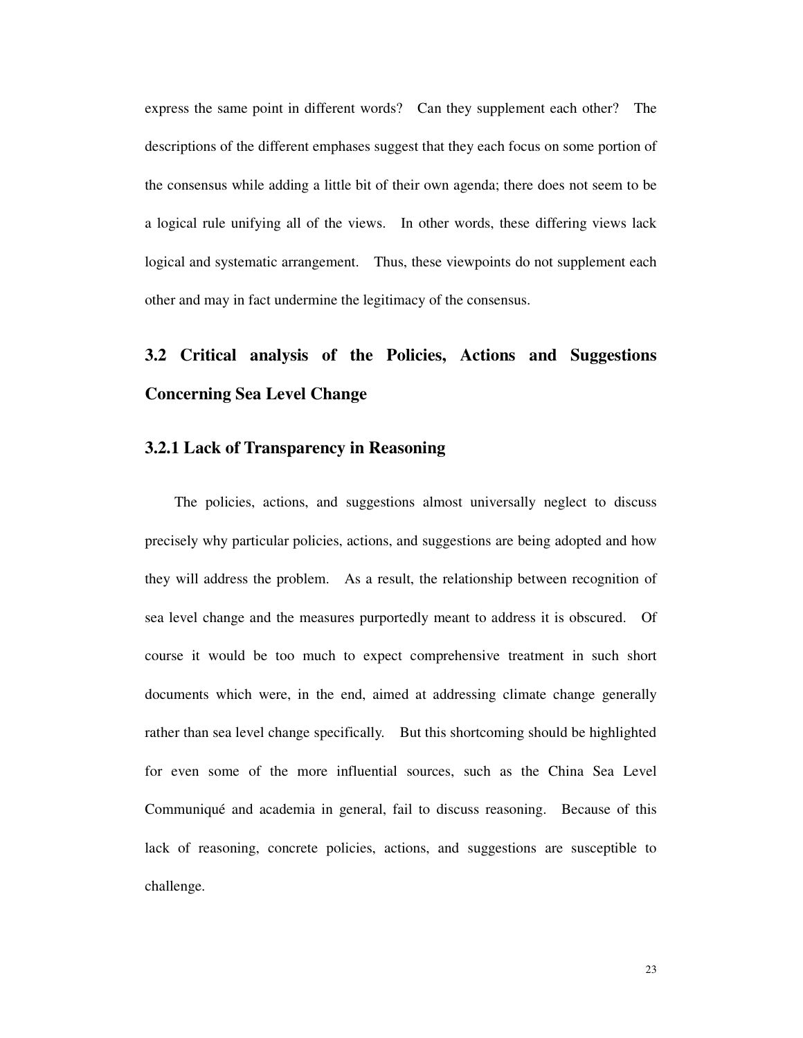express the same point in different words? Can they supplement each other? The descriptions of the different emphases suggest that they each focus on some portion of the consensus while adding a little bit of their own agenda; there does not seem to be a logical rule unifying all of the views. In other words, these differing views lack logical and systematic arrangement. Thus, these viewpoints do not supplement each other and may in fact undermine the legitimacy of the consensus.

## 3.2 Critical analysis of the Policies, Actions and Suggestions Concerning Sea Level Change

### 3.2.1 Lack of Transparency in Reasoning

The policies, actions, and suggestions almost universally neglect to discuss precisely why particular policies, actions, and suggestions are being adopted and how they will address the problem. As a result, the relationship between recognition of sea level change and the measures purportedly meant to address it is obscured. Of course it would be too much to expect comprehensive treatment in such short documents which were, in the end, aimed at addressing climate change generally rather than sea level change specifically. But this shortcoming should be highlighted for even some of the more influential sources, such as the China Sea Level Communiqué and academia in general, fail to discuss reasoning. Because of this lack of reasoning, concrete policies, actions, and suggestions are susceptible to challenge.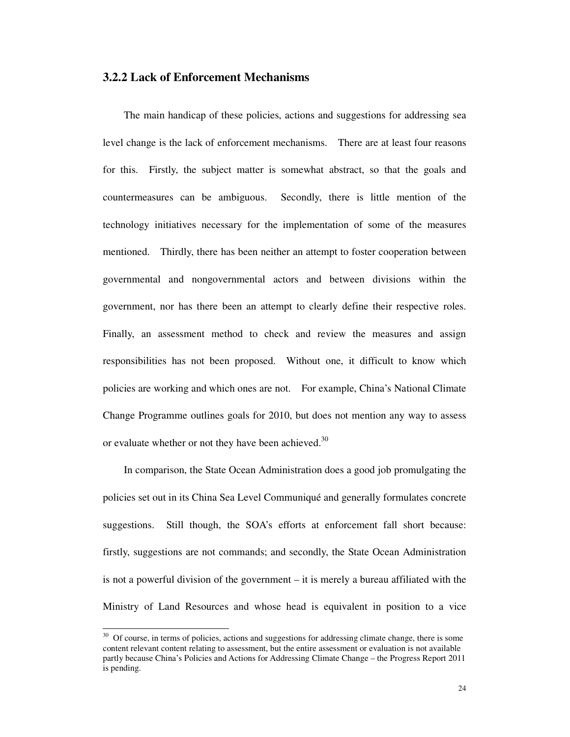### 3.2.2 Lack of Enforcement Mechanisms

The main handicap of these policies, actions and suggestions for addressing sea level change is the lack of enforcement mechanisms. There are at least four reasons for this. Firstly, the subject matter is somewhat abstract, so that the goals and countermeasures can be ambiguous. Secondly, there is little mention of the technology initiatives necessary for the implementation of some of the measures mentioned. Thirdly, there has been neither an attempt to foster cooperation between governmental and nongovernmental actors and between divisions within the government, nor has there been an attempt to clearly define their respective roles. Finally, an assessment method to check and review the measures and assign responsibilities has not been proposed. Without one, it difficult to know which policies are working and which ones are not. For example, China's National Climate Change Programme outlines goals for 2010, but does not mention any way to assess or evaluate whether or not they have been achieved.[30]

In comparison, the State Ocean Administration does a good job promulgating the policies set out in its China Sea Level Communiqué and generally formulates concrete suggestions. Still though, the SOA's efforts at enforcement fall short because: firstly, suggestions are not commands; and secondly, the State Ocean Administration is not a powerful division of the government – it is merely a bureau affiliated with the Ministry of Land Resources and whose head is equivalent in position to a vice

---

[30] Of course, in terms of policies, actions and suggestions for addressing climate change, there is some content relevant content relating to assessment, but the entire assessment or evaluation is not available partly because China's Policies and Actions for Addressing Climate Change – the Progress Report 2011 is pending.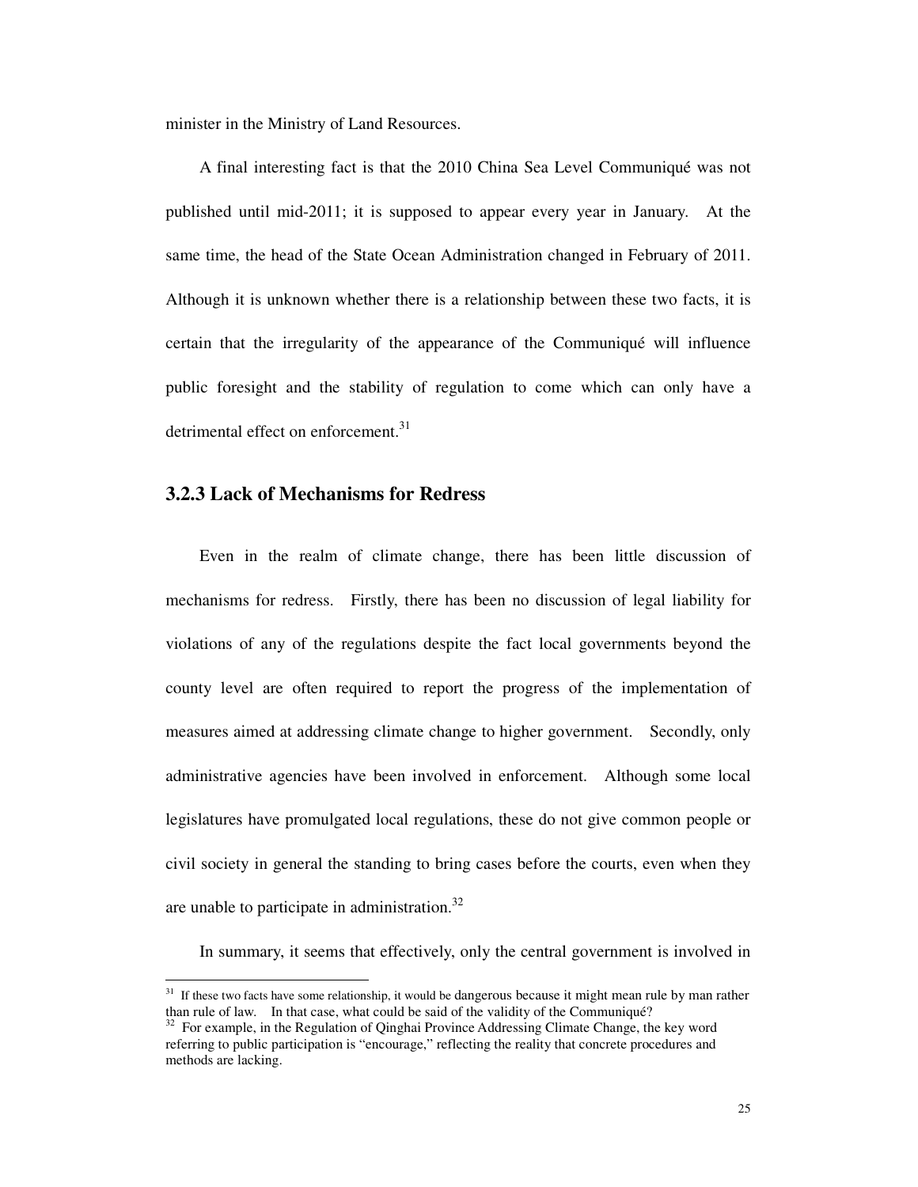minister in the Ministry of Land Resources.

A final interesting fact is that the 2010 China Sea Level Communiqué was not published until mid-2011; it is supposed to appear every year in January. At the same time, the head of the State Ocean Administration changed in February of 2011. Although it is unknown whether there is a relationship between these two facts, it is certain that the irregularity of the appearance of the Communiqué will influence public foresight and the stability of regulation to come which can only have a detrimental effect on enforcement.[31]

### 3.2.3 Lack of Mechanisms for Redress

Even in the realm of climate change, there has been little discussion of mechanisms for redress. Firstly, there has been no discussion of legal liability for violations of any of the regulations despite the fact local governments beyond the county level are often required to report the progress of the implementation of measures aimed at addressing climate change to higher government. Secondly, only administrative agencies have been involved in enforcement. Although some local legislatures have promulgated local regulations, these do not give common people or civil society in general the standing to bring cases before the courts, even when they are unable to participate in administration.[32]

In summary, it seems that effectively, only the central government is involved in

---

[31] If these two facts have some relationship, it would be dangerous because it might mean rule by man rather than rule of law. In that case, what could be said of the validity of the Communiqué?

[32] For example, in the Regulation of Qinghai Province Addressing Climate Change, the key word referring to public participation is "encourage," reflecting the reality that concrete procedures and methods are lacking.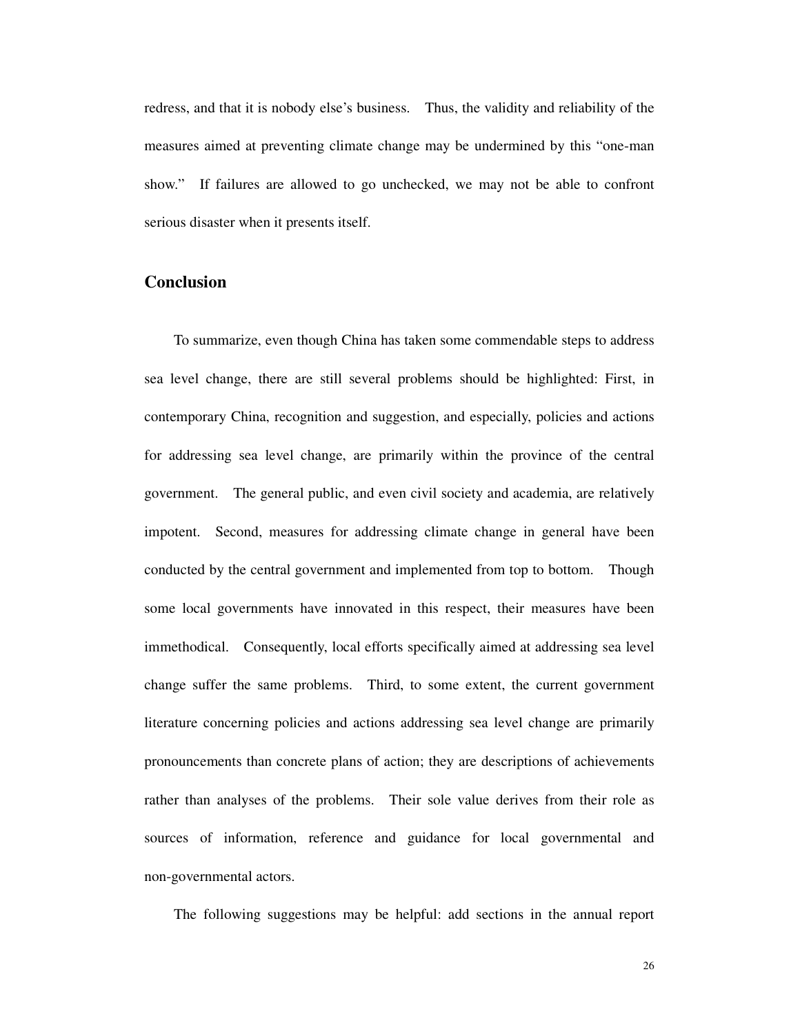redress, and that it is nobody else's business. Thus, the validity and reliability of the measures aimed at preventing climate change may be undermined by this "one-man show." If failures are allowed to go unchecked, we may not be able to confront serious disaster when it presents itself.

## Conclusion

To summarize, even though China has taken some commendable steps to address sea level change, there are still several problems should be highlighted: First, in contemporary China, recognition and suggestion, and especially, policies and actions for addressing sea level change, are primarily within the province of the central government. The general public, and even civil society and academia, are relatively impotent. Second, measures for addressing climate change in general have been conducted by the central government and implemented from top to bottom. Though some local governments have innovated in this respect, their measures have been immethodical. Consequently, local efforts specifically aimed at addressing sea level change suffer the same problems. Third, to some extent, the current government literature concerning policies and actions addressing sea level change are primarily pronouncements than concrete plans of action; they are descriptions of achievements rather than analyses of the problems. Their sole value derives from their role as sources of information, reference and guidance for local governmental and non-governmental actors.

The following suggestions may be helpful: add sections in the annual report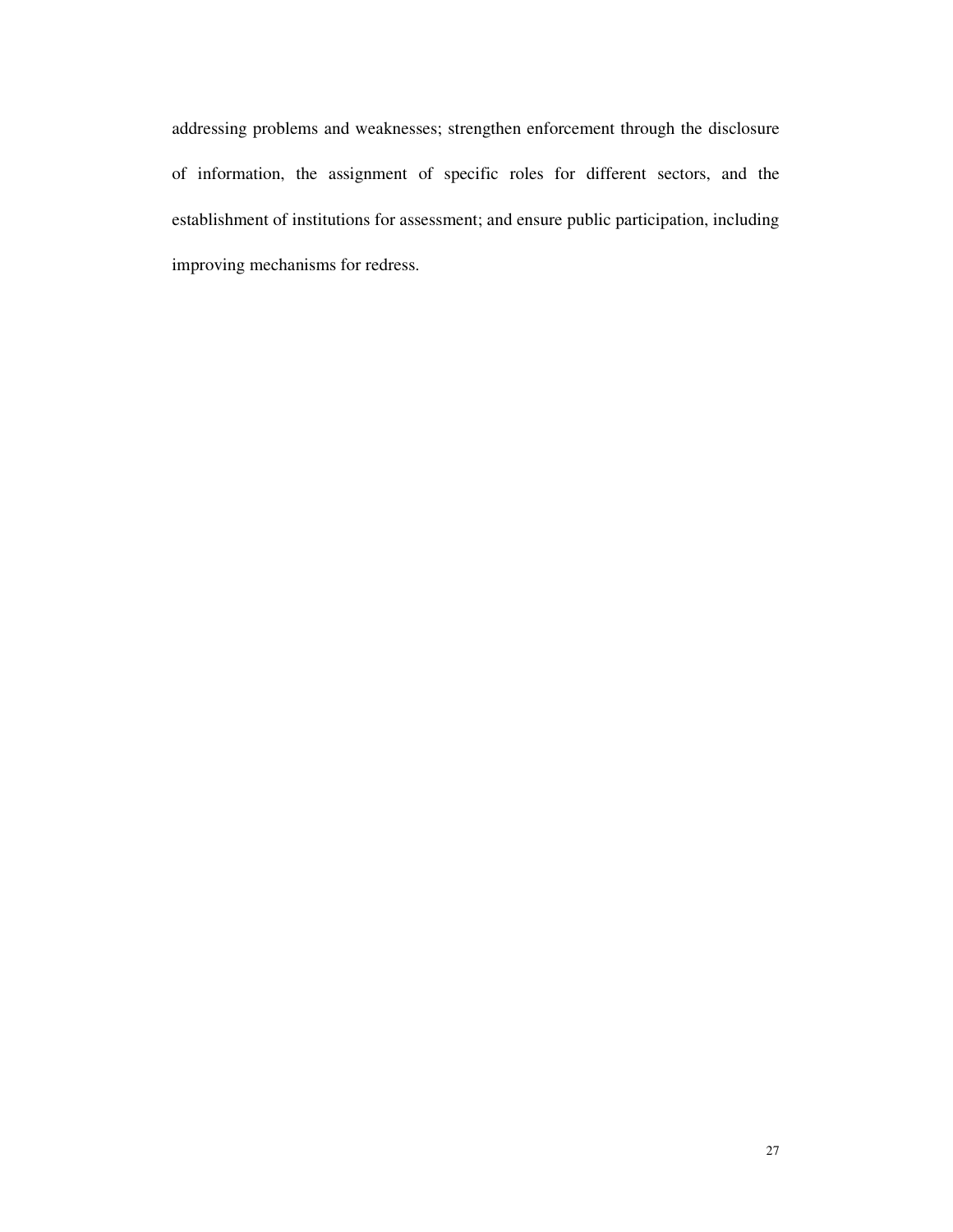addressing problems and weaknesses; strengthen enforcement through the disclosure of information, the assignment of specific roles for different sectors, and the establishment of institutions for assessment; and ensure public participation, including improving mechanisms for redress.